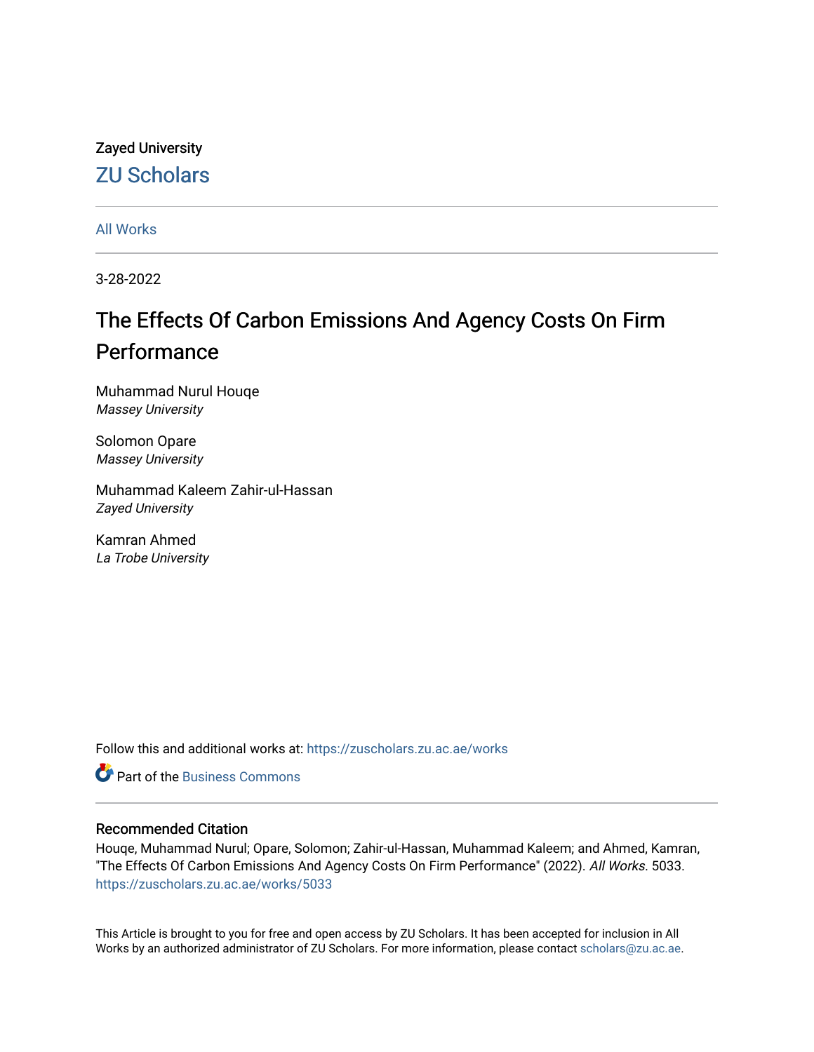Zayed University

ZU Scholars

All Works

3-28-2022

# The Effects Of Carbon Emissions And Agency Costs On Firm Performance

Muhammad Nurul Houqe
*Massey University*

Solomon Opare
*Massey University*

Muhammad Kaleem Zahir-ul-Hassan
*Zayed University*

Kamran Ahmed
*La Trobe University*

Follow this and additional works at: https://zuscholars.zu.ac.ae/works

Part of the Business Commons

## Recommended Citation

Houqe, Muhammad Nurul; Opare, Solomon; Zahir-ul-Hassan, Muhammad Kaleem; and Ahmed, Kamran, "The Effects Of Carbon Emissions And Agency Costs On Firm Performance" (2022). *All Works*. 5033.
https://zuscholars.zu.ac.ae/works/5033

This Article is brought to you for free and open access by ZU Scholars. It has been accepted for inclusion in All Works by an authorized administrator of ZU Scholars. For more information, please contact scholars@zu.ac.ae.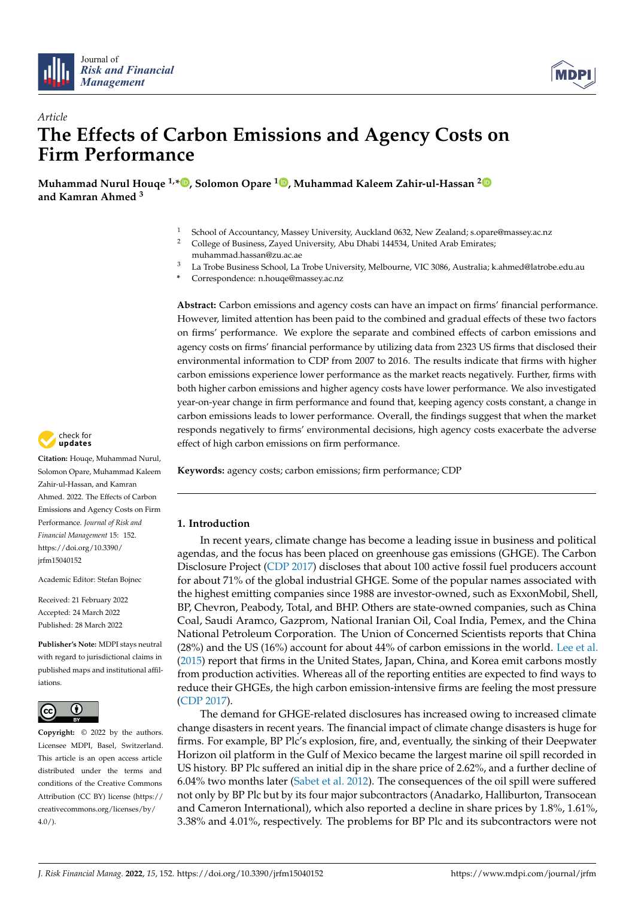Article

# The Effects of Carbon Emissions and Agency Costs on Firm Performance

**Muhammad Nurul Houqe [1,*], Solomon Opare [1], Muhammad Kaleem Zahir-ul-Hassan [2] and Kamran Ahmed [3]**

[1] School of Accountancy, Massey University, Auckland 0632, New Zealand; s.opare@massey.ac.nz
[2] College of Business, Zayed University, Abu Dhabi 144534, United Arab Emirates; muhammad.hassan@zu.ac.ae
[3] La Trobe Business School, La Trobe University, Melbourne, VIC 3086, Australia; k.ahmed@latrobe.edu.au
\* Correspondence: n.houqe@massey.ac.nz

**Abstract:** Carbon emissions and agency costs can have an impact on firms' financial performance. However, limited attention has been paid to the combined and gradual effects of these two factors on firms' performance. We explore the separate and combined effects of carbon emissions and agency costs on firms' financial performance by utilizing data from 2323 US firms that disclosed their environmental information to CDP from 2007 to 2016. The results indicate that firms with higher carbon emissions experience lower performance as the market reacts negatively. Further, firms with both higher carbon emissions and higher agency costs have lower performance. We also investigated year-on-year change in firm performance and found that, keeping agency costs constant, a change in carbon emissions leads to lower performance. Overall, the findings suggest that when the market responds negatively to firms' environmental decisions, high agency costs exacerbate the adverse effect of high carbon emissions on firm performance.

**Keywords:** agency costs; carbon emissions; firm performance; CDP

**Citation:** Houqe, Muhammad Nurul, Solomon Opare, Muhammad Kaleem Zahir-ul-Hassan, and Kamran Ahmed. 2022. The Effects of Carbon Emissions and Agency Costs on Firm Performance. *Journal of Risk and Financial Management* 15: 152. https://doi.org/10.3390/jrfm15040152

Academic Editor: Stefan Bojnec

Received: 21 February 2022
Accepted: 24 March 2022
Published: 28 March 2022

**Publisher's Note:** MDPI stays neutral with regard to jurisdictional claims in published maps and institutional affiliations.

**Copyright:** © 2022 by the authors. Licensee MDPI, Basel, Switzerland. This article is an open access article distributed under the terms and conditions of the Creative Commons Attribution (CC BY) license (https://creativecommons.org/licenses/by/4.0/).

## 1. Introduction

In recent years, climate change has become a leading issue in business and political agendas, and the focus has been placed on greenhouse gas emissions (GHGE). The Carbon Disclosure Project (CDP 2017) discloses that about 100 active fossil fuel producers account for about 71% of the global industrial GHGE. Some of the popular names associated with the highest emitting companies since 1988 are investor-owned, such as ExxonMobil, Shell, BP, Chevron, Peabody, Total, and BHP. Others are state-owned companies, such as China Coal, Saudi Aramco, Gazprom, National Iranian Oil, Coal India, Pemex, and the China National Petroleum Corporation. The Union of Concerned Scientists reports that China (28%) and the US (16%) account for about 44% of carbon emissions in the world. Lee et al. (2015) report that firms in the United States, Japan, China, and Korea emit carbons mostly from production activities. Whereas all of the reporting entities are expected to find ways to reduce their GHGEs, the high carbon emission-intensive firms are feeling the most pressure (CDP 2017).

The demand for GHGE-related disclosures has increased owing to increased climate change disasters in recent years. The financial impact of climate change disasters is huge for firms. For example, BP Plc's explosion, fire, and, eventually, the sinking of their Deepwater Horizon oil platform in the Gulf of Mexico became the largest marine oil spill recorded in US history. BP Plc suffered an initial dip in the share price of 2.62%, and a further decline of 6.04% two months later (Sabet et al. 2012). The consequences of the oil spill were suffered not only by BP Plc but by its four major subcontractors (Anadarko, Halliburton, Transocean and Cameron International), which also reported a decline in share prices by 1.8%, 1.61%, 3.38% and 4.01%, respectively. The problems for BP Plc and its subcontractors were not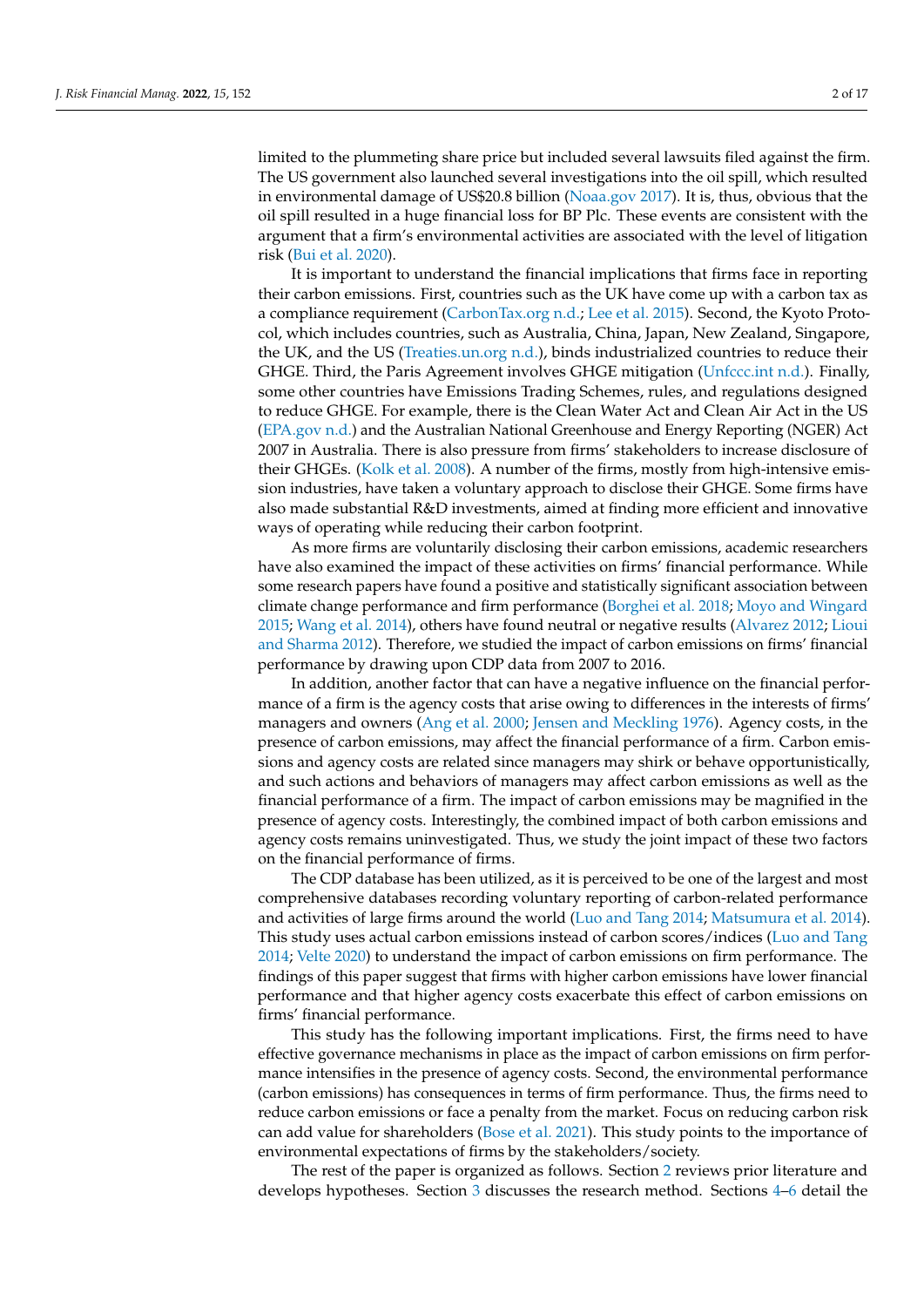limited to the plummeting share price but included several lawsuits filed against the firm. The US government also launched several investigations into the oil spill, which resulted in environmental damage of US$20.8 billion (Noaa.gov 2017). It is, thus, obvious that the oil spill resulted in a huge financial loss for BP Plc. These events are consistent with the argument that a firm's environmental activities are associated with the level of litigation risk (Bui et al. 2020).

It is important to understand the financial implications that firms face in reporting their carbon emissions. First, countries such as the UK have come up with a carbon tax as a compliance requirement (CarbonTax.org n.d.; Lee et al. 2015). Second, the Kyoto Protocol, which includes countries, such as Australia, China, Japan, New Zealand, Singapore, the UK, and the US (Treaties.un.org n.d.), binds industrialized countries to reduce their GHGE. Third, the Paris Agreement involves GHGE mitigation (Unfccc.int n.d.). Finally, some other countries have Emissions Trading Schemes, rules, and regulations designed to reduce GHGE. For example, there is the Clean Water Act and Clean Air Act in the US (EPA.gov n.d.) and the Australian National Greenhouse and Energy Reporting (NGER) Act 2007 in Australia. There is also pressure from firms' stakeholders to increase disclosure of their GHGEs. (Kolk et al. 2008). A number of the firms, mostly from high-intensive emission industries, have taken a voluntary approach to disclose their GHGE. Some firms have also made substantial R&D investments, aimed at finding more efficient and innovative ways of operating while reducing their carbon footprint.

As more firms are voluntarily disclosing their carbon emissions, academic researchers have also examined the impact of these activities on firms' financial performance. While some research papers have found a positive and statistically significant association between climate change performance and firm performance (Borghei et al. 2018; Moyo and Wingard 2015; Wang et al. 2014), others have found neutral or negative results (Alvarez 2012; Lioui and Sharma 2012). Therefore, we studied the impact of carbon emissions on firms' financial performance by drawing upon CDP data from 2007 to 2016.

In addition, another factor that can have a negative influence on the financial performance of a firm is the agency costs that arise owing to differences in the interests of firms' managers and owners (Ang et al. 2000; Jensen and Meckling 1976). Agency costs, in the presence of carbon emissions, may affect the financial performance of a firm. Carbon emissions and agency costs are related since managers may shirk or behave opportunistically, and such actions and behaviors of managers may affect carbon emissions as well as the financial performance of a firm. The impact of carbon emissions may be magnified in the presence of agency costs. Interestingly, the combined impact of both carbon emissions and agency costs remains uninvestigated. Thus, we study the joint impact of these two factors on the financial performance of firms.

The CDP database has been utilized, as it is perceived to be one of the largest and most comprehensive databases recording voluntary reporting of carbon-related performance and activities of large firms around the world (Luo and Tang 2014; Matsumura et al. 2014). This study uses actual carbon emissions instead of carbon scores/indices (Luo and Tang 2014; Velte 2020) to understand the impact of carbon emissions on firm performance. The findings of this paper suggest that firms with higher carbon emissions have lower financial performance and that higher agency costs exacerbate this effect of carbon emissions on firms' financial performance.

This study has the following important implications. First, the firms need to have effective governance mechanisms in place as the impact of carbon emissions on firm performance intensifies in the presence of agency costs. Second, the environmental performance (carbon emissions) has consequences in terms of firm performance. Thus, the firms need to reduce carbon emissions or face a penalty from the market. Focus on reducing carbon risk can add value for shareholders (Bose et al. 2021). This study points to the importance of environmental expectations of firms by the stakeholders/society.

The rest of the paper is organized as follows. Section 2 reviews prior literature and develops hypotheses. Section 3 discusses the research method. Sections 4–6 detail the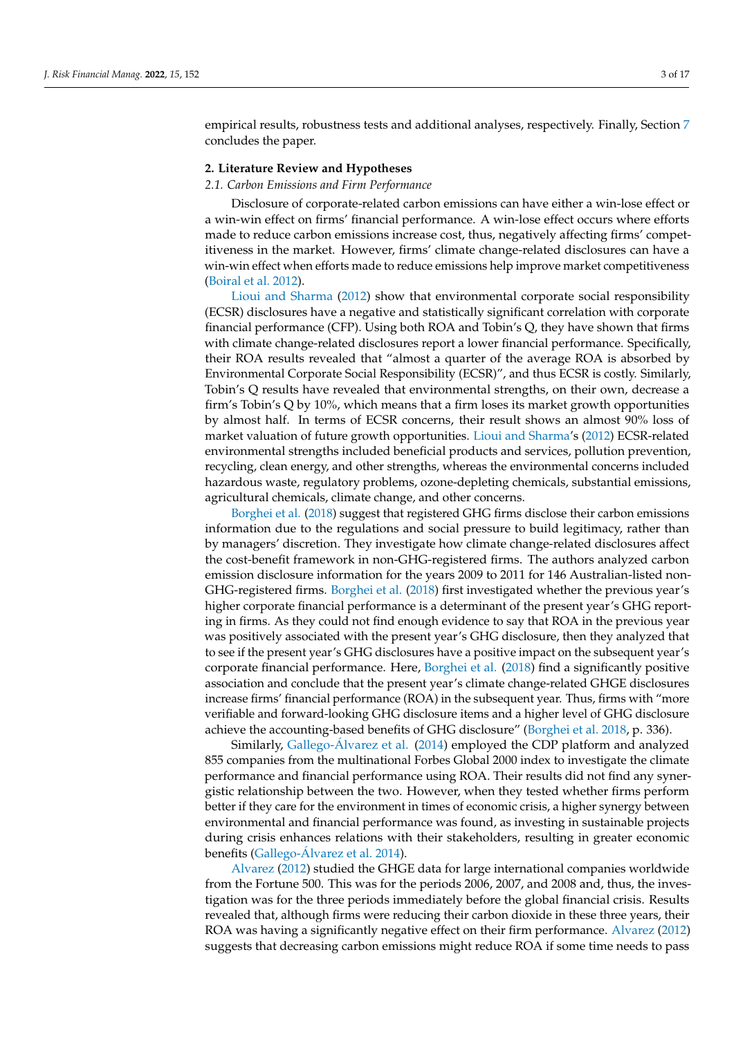empirical results, robustness tests and additional analyses, respectively. Finally, Section 7 concludes the paper.

## 2. Literature Review and Hypotheses

### *2.1. Carbon Emissions and Firm Performance*

Disclosure of corporate-related carbon emissions can have either a win-lose effect or a win-win effect on firms' financial performance. A win-lose effect occurs where efforts made to reduce carbon emissions increase cost, thus, negatively affecting firms' competitiveness in the market. However, firms' climate change-related disclosures can have a win-win effect when efforts made to reduce emissions help improve market competitiveness (Boiral et al. 2012).

Lioui and Sharma (2012) show that environmental corporate social responsibility (ECSR) disclosures have a negative and statistically significant correlation with corporate financial performance (CFP). Using both ROA and Tobin's Q, they have shown that firms with climate change-related disclosures report a lower financial performance. Specifically, their ROA results revealed that "almost a quarter of the average ROA is absorbed by Environmental Corporate Social Responsibility (ECSR)", and thus ECSR is costly. Similarly, Tobin's Q results have revealed that environmental strengths, on their own, decrease a firm's Tobin's Q by 10%, which means that a firm loses its market growth opportunities by almost half. In terms of ECSR concerns, their result shows an almost 90% loss of market valuation of future growth opportunities. Lioui and Sharma's (2012) ECSR-related environmental strengths included beneficial products and services, pollution prevention, recycling, clean energy, and other strengths, whereas the environmental concerns included hazardous waste, regulatory problems, ozone-depleting chemicals, substantial emissions, agricultural chemicals, climate change, and other concerns.

Borghei et al. (2018) suggest that registered GHG firms disclose their carbon emissions information due to the regulations and social pressure to build legitimacy, rather than by managers' discretion. They investigate how climate change-related disclosures affect the cost-benefit framework in non-GHG-registered firms. The authors analyzed carbon emission disclosure information for the years 2009 to 2011 for 146 Australian-listed non-GHG-registered firms. Borghei et al. (2018) first investigated whether the previous year's higher corporate financial performance is a determinant of the present year's GHG reporting in firms. As they could not find enough evidence to say that ROA in the previous year was positively associated with the present year's GHG disclosure, then they analyzed that to see if the present year's GHG disclosures have a positive impact on the subsequent year's corporate financial performance. Here, Borghei et al. (2018) find a significantly positive association and conclude that the present year's climate change-related GHGE disclosures increase firms' financial performance (ROA) in the subsequent year. Thus, firms with "more verifiable and forward-looking GHG disclosure items and a higher level of GHG disclosure achieve the accounting-based benefits of GHG disclosure" (Borghei et al. 2018, p. 336).

Similarly, Gallego-Álvarez et al. (2014) employed the CDP platform and analyzed 855 companies from the multinational Forbes Global 2000 index to investigate the climate performance and financial performance using ROA. Their results did not find any synergistic relationship between the two. However, when they tested whether firms perform better if they care for the environment in times of economic crisis, a higher synergy between environmental and financial performance was found, as investing in sustainable projects during crisis enhances relations with their stakeholders, resulting in greater economic benefits (Gallego-Álvarez et al. 2014).

Alvarez (2012) studied the GHGE data for large international companies worldwide from the Fortune 500. This was for the periods 2006, 2007, and 2008 and, thus, the investigation was for the three periods immediately before the global financial crisis. Results revealed that, although firms were reducing their carbon dioxide in these three years, their ROA was having a significantly negative effect on their firm performance. Alvarez (2012) suggests that decreasing carbon emissions might reduce ROA if some time needs to pass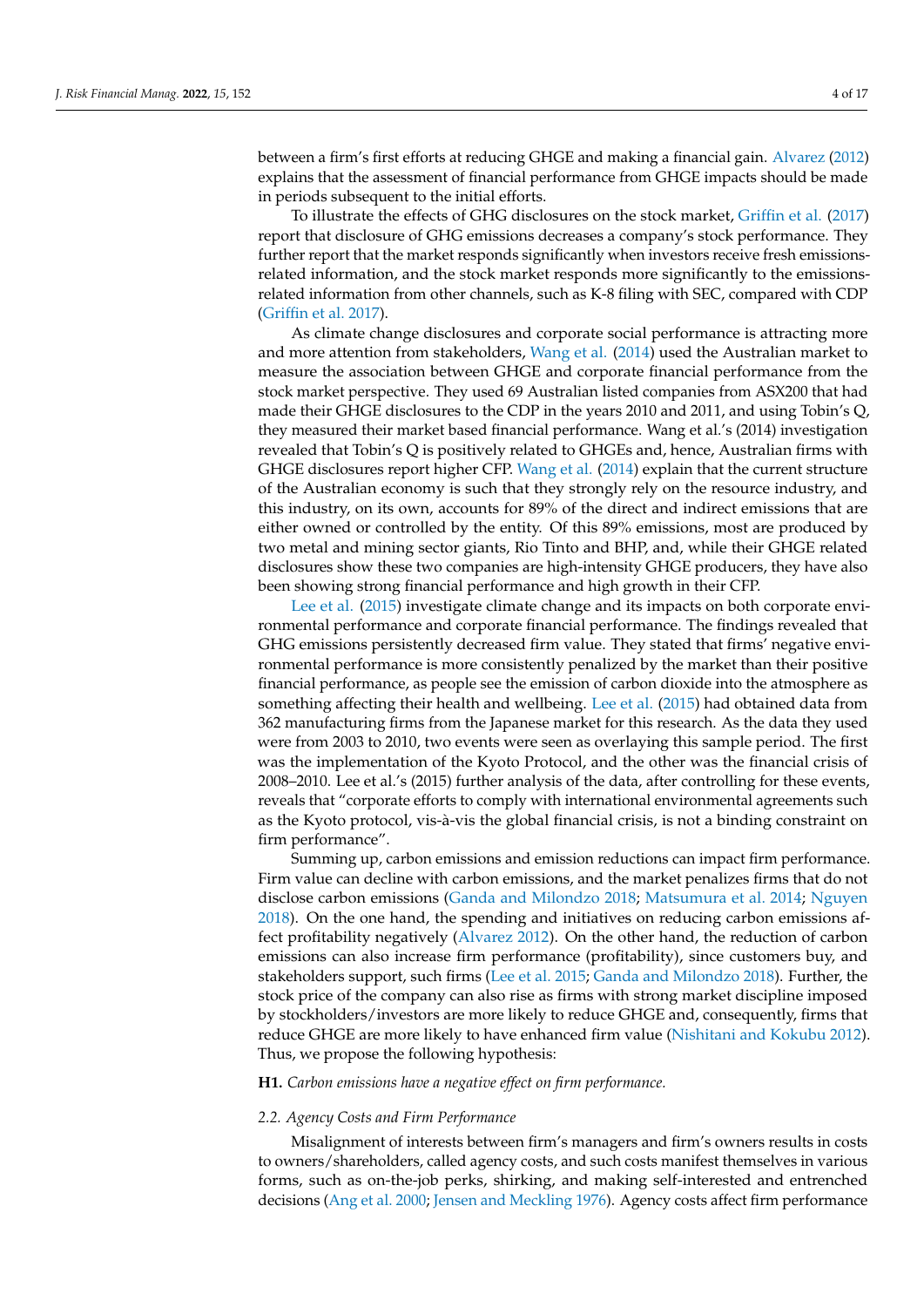between a firm's first efforts at reducing GHGE and making a financial gain. Alvarez (2012) explains that the assessment of financial performance from GHGE impacts should be made in periods subsequent to the initial efforts.

To illustrate the effects of GHG disclosures on the stock market, Griffin et al. (2017) report that disclosure of GHG emissions decreases a company's stock performance. They further report that the market responds significantly when investors receive fresh emissions-related information, and the stock market responds more significantly to the emissions-related information from other channels, such as K-8 filing with SEC, compared with CDP (Griffin et al. 2017).

As climate change disclosures and corporate social performance is attracting more and more attention from stakeholders, Wang et al. (2014) used the Australian market to measure the association between GHGE and corporate financial performance from the stock market perspective. They used 69 Australian listed companies from ASX200 that had made their GHGE disclosures to the CDP in the years 2010 and 2011, and using Tobin's Q, they measured their market based financial performance. Wang et al.'s (2014) investigation revealed that Tobin's Q is positively related to GHGEs and, hence, Australian firms with GHGE disclosures report higher CFP. Wang et al. (2014) explain that the current structure of the Australian economy is such that they strongly rely on the resource industry, and this industry, on its own, accounts for 89% of the direct and indirect emissions that are either owned or controlled by the entity. Of this 89% emissions, most are produced by two metal and mining sector giants, Rio Tinto and BHP, and, while their GHGE related disclosures show these two companies are high-intensity GHGE producers, they have also been showing strong financial performance and high growth in their CFP.

Lee et al. (2015) investigate climate change and its impacts on both corporate environmental performance and corporate financial performance. The findings revealed that GHG emissions persistently decreased firm value. They stated that firms' negative environmental performance is more consistently penalized by the market than their positive financial performance, as people see the emission of carbon dioxide into the atmosphere as something affecting their health and wellbeing. Lee et al. (2015) had obtained data from 362 manufacturing firms from the Japanese market for this research. As the data they used were from 2003 to 2010, two events were seen as overlaying this sample period. The first was the implementation of the Kyoto Protocol, and the other was the financial crisis of 2008–2010. Lee et al.'s (2015) further analysis of the data, after controlling for these events, reveals that "corporate efforts to comply with international environmental agreements such as the Kyoto protocol, vis-à-vis the global financial crisis, is not a binding constraint on firm performance".

Summing up, carbon emissions and emission reductions can impact firm performance. Firm value can decline with carbon emissions, and the market penalizes firms that do not disclose carbon emissions (Ganda and Milondzo 2018; Matsumura et al. 2014; Nguyen 2018). On the one hand, the spending and initiatives on reducing carbon emissions affect profitability negatively (Alvarez 2012). On the other hand, the reduction of carbon emissions can also increase firm performance (profitability), since customers buy, and stakeholders support, such firms (Lee et al. 2015; Ganda and Milondzo 2018). Further, the stock price of the company can also rise as firms with strong market discipline imposed by stockholders/investors are more likely to reduce GHGE and, consequently, firms that reduce GHGE are more likely to have enhanced firm value (Nishitani and Kokubu 2012). Thus, we propose the following hypothesis:

**H1.** *Carbon emissions have a negative effect on firm performance.*

### *2.2. Agency Costs and Firm Performance*

Misalignment of interests between firm's managers and firm's owners results in costs to owners/shareholders, called agency costs, and such costs manifest themselves in various forms, such as on-the-job perks, shirking, and making self-interested and entrenched decisions (Ang et al. 2000; Jensen and Meckling 1976). Agency costs affect firm performance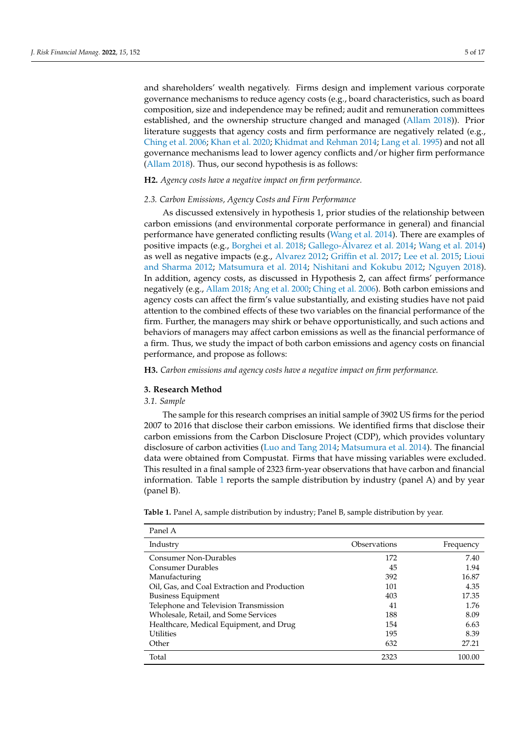and shareholders' wealth negatively. Firms design and implement various corporate governance mechanisms to reduce agency costs (e.g., board characteristics, such as board composition, size and independence may be refined; audit and remuneration committees established, and the ownership structure changed and managed (Allam 2018)). Prior literature suggests that agency costs and firm performance are negatively related (e.g., Ching et al. 2006; Khan et al. 2020; Khidmat and Rehman 2014; Lang et al. 1995) and not all governance mechanisms lead to lower agency conflicts and/or higher firm performance (Allam 2018). Thus, our second hypothesis is as follows:

**H2.** *Agency costs have a negative impact on firm performance.*

### 2.3. Carbon Emissions, Agency Costs and Firm Performance

As discussed extensively in hypothesis 1, prior studies of the relationship between carbon emissions (and environmental corporate performance in general) and financial performance have generated conflicting results (Wang et al. 2014). There are examples of positive impacts (e.g., Borghei et al. 2018; Gallego-Álvarez et al. 2014; Wang et al. 2014) as well as negative impacts (e.g., Alvarez 2012; Griffin et al. 2017; Lee et al. 2015; Lioui and Sharma 2012; Matsumura et al. 2014; Nishitani and Kokubu 2012; Nguyen 2018). In addition, agency costs, as discussed in Hypothesis 2, can affect firms' performance negatively (e.g., Allam 2018; Ang et al. 2000; Ching et al. 2006). Both carbon emissions and agency costs can affect the firm's value substantially, and existing studies have not paid attention to the combined effects of these two variables on the financial performance of the firm. Further, the managers may shirk or behave opportunistically, and such actions and behaviors of managers may affect carbon emissions as well as the financial performance of a firm. Thus, we study the impact of both carbon emissions and agency costs on financial performance, and propose as follows:

**H3.** *Carbon emissions and agency costs have a negative impact on firm performance.*

## 3. Research Method

### 3.1. Sample

The sample for this research comprises an initial sample of 3902 US firms for the period 2007 to 2016 that disclose their carbon emissions. We identified firms that disclose their carbon emissions from the Carbon Disclosure Project (CDP), which provides voluntary disclosure of carbon activities (Luo and Tang 2014; Matsumura et al. 2014). The financial data were obtained from Compustat. Firms that have missing variables were excluded. This resulted in a final sample of 2323 firm-year observations that have carbon and financial information. Table 1 reports the sample distribution by industry (panel A) and by year (panel B).

**Table 1.** Panel A, sample distribution by industry; Panel B, sample distribution by year.

| Panel A | | |
|---|---|---|
| Industry | Observations | Frequency |
| Consumer Non-Durables | 172 | 7.40 |
| Consumer Durables | 45 | 1.94 |
| Manufacturing | 392 | 16.87 |
| Oil, Gas, and Coal Extraction and Production | 101 | 4.35 |
| Business Equipment | 403 | 17.35 |
| Telephone and Television Transmission | 41 | 1.76 |
| Wholesale, Retail, and Some Services | 188 | 8.09 |
| Healthcare, Medical Equipment, and Drug | 154 | 6.63 |
| Utilities | 195 | 8.39 |
| Other | 632 | 27.21 |
| Total | 2323 | 100.00 |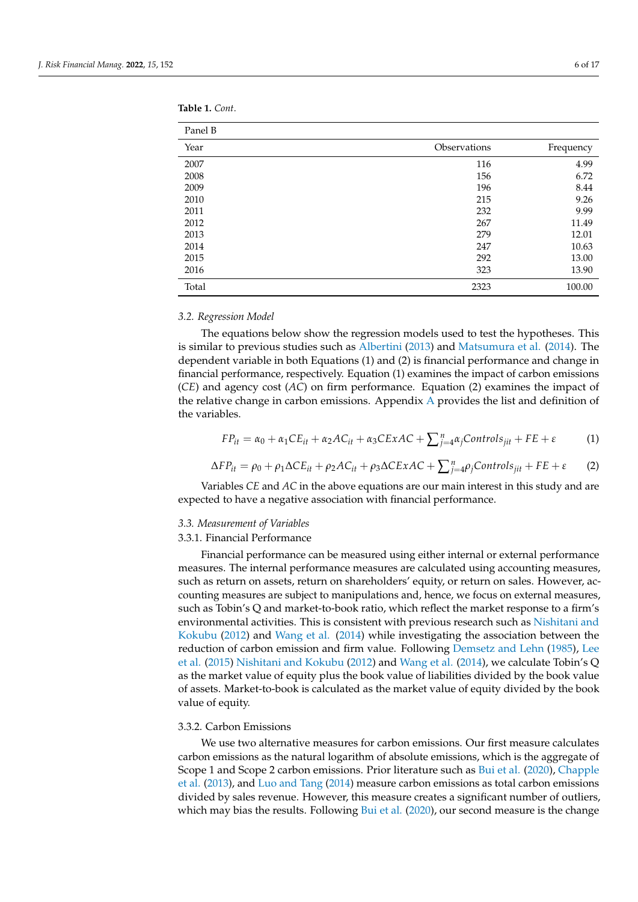**Table 1.** *Cont.*

| Panel B | | |
|---|---|---|
| Year | Observations | Frequency |
| 2007 | 116 | 4.99 |
| 2008 | 156 | 6.72 |
| 2009 | 196 | 8.44 |
| 2010 | 215 | 9.26 |
| 2011 | 232 | 9.99 |
| 2012 | 267 | 11.49 |
| 2013 | 279 | 12.01 |
| 2014 | 247 | 10.63 |
| 2015 | 292 | 13.00 |
| 2016 | 323 | 13.90 |
| Total | 2323 | 100.00 |

### 3.2. Regression Model

The equations below show the regression models used to test the hypotheses. This is similar to previous studies such as Albertini (2013) and Matsumura et al. (2014). The dependent variable in both Equations (1) and (2) is financial performance and change in financial performance, respectively. Equation (1) examines the impact of carbon emissions (*CE*) and agency cost (*AC*) on firm performance. Equation (2) examines the impact of the relative change in carbon emissions. Appendix A provides the list and definition of the variables.

$$FP_{it} = \alpha_0 + \alpha_1 CE_{it} + \alpha_2 AC_{it} + \alpha_3 CExAC + \sum\nolimits_{j=4}^{n} \alpha_j Controls_{jit} + FE + \varepsilon \tag{1}$$

$$\Delta FP_{it} = \rho_0 + \rho_1 \Delta CE_{it} + \rho_2 AC_{it} + \rho_3 \Delta CExAC + \sum\nolimits_{j=4}^{n} \rho_j Controls_{jit} + FE + \varepsilon \tag{2}$$

Variables *CE* and *AC* in the above equations are our main interest in this study and are expected to have a negative association with financial performance.

### 3.3. Measurement of Variables

#### 3.3.1. Financial Performance

Financial performance can be measured using either internal or external performance measures. The internal performance measures are calculated using accounting measures, such as return on assets, return on shareholders' equity, or return on sales. However, accounting measures are subject to manipulations and, hence, we focus on external measures, such as Tobin's Q and market-to-book ratio, which reflect the market response to a firm's environmental activities. This is consistent with previous research such as Nishitani and Kokubu (2012) and Wang et al. (2014) while investigating the association between the reduction of carbon emission and firm value. Following Demsetz and Lehn (1985), Lee et al. (2015) Nishitani and Kokubu (2012) and Wang et al. (2014), we calculate Tobin's Q as the market value of equity plus the book value of liabilities divided by the book value of assets. Market-to-book is calculated as the market value of equity divided by the book value of equity.

#### 3.3.2. Carbon Emissions

We use two alternative measures for carbon emissions. Our first measure calculates carbon emissions as the natural logarithm of absolute emissions, which is the aggregate of Scope 1 and Scope 2 carbon emissions. Prior literature such as Bui et al. (2020), Chapple et al. (2013), and Luo and Tang (2014) measure carbon emissions as total carbon emissions divided by sales revenue. However, this measure creates a significant number of outliers, which may bias the results. Following Bui et al. (2020), our second measure is the change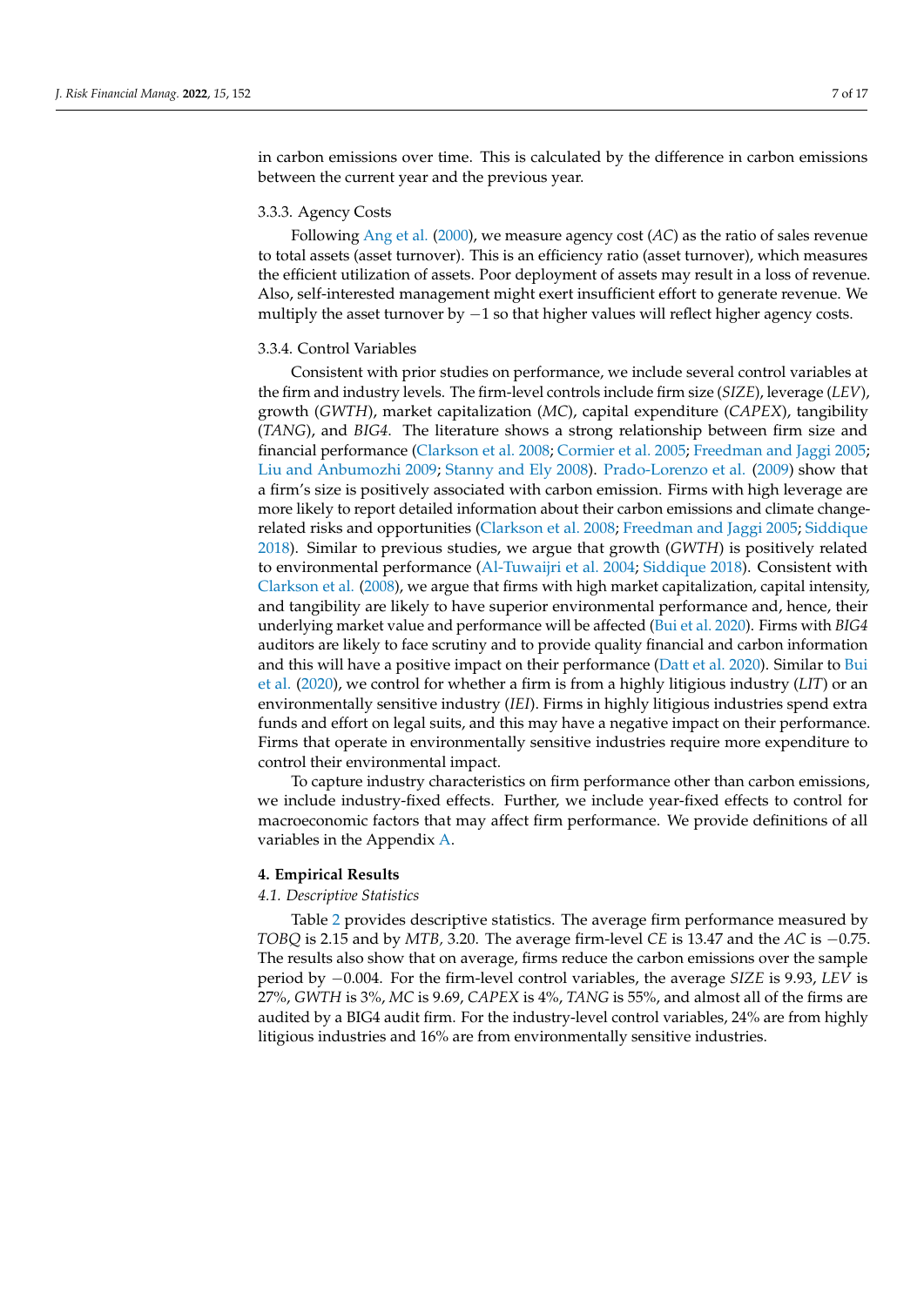in carbon emissions over time. This is calculated by the difference in carbon emissions between the current year and the previous year.

#### 3.3.3. Agency Costs

Following Ang et al. (2000), we measure agency cost (*AC*) as the ratio of sales revenue to total assets (asset turnover). This is an efficiency ratio (asset turnover), which measures the efficient utilization of assets. Poor deployment of assets may result in a loss of revenue. Also, self-interested management might exert insufficient effort to generate revenue. We multiply the asset turnover by −1 so that higher values will reflect higher agency costs.

#### 3.3.4. Control Variables

Consistent with prior studies on performance, we include several control variables at the firm and industry levels. The firm-level controls include firm size (*SIZE*), leverage (*LEV*), growth (*GWTH*), market capitalization (*MC*), capital expenditure (*CAPEX*), tangibility (*TANG*), and *BIG4*. The literature shows a strong relationship between firm size and financial performance (Clarkson et al. 2008; Cormier et al. 2005; Freedman and Jaggi 2005; Liu and Anbumozhi 2009; Stanny and Ely 2008). Prado-Lorenzo et al. (2009) show that a firm's size is positively associated with carbon emission. Firms with high leverage are more likely to report detailed information about their carbon emissions and climate change-related risks and opportunities (Clarkson et al. 2008; Freedman and Jaggi 2005; Siddique 2018). Similar to previous studies, we argue that growth (*GWTH*) is positively related to environmental performance (Al-Tuwaijri et al. 2004; Siddique 2018). Consistent with Clarkson et al. (2008), we argue that firms with high market capitalization, capital intensity, and tangibility are likely to have superior environmental performance and, hence, their underlying market value and performance will be affected (Bui et al. 2020). Firms with *BIG4* auditors are likely to face scrutiny and to provide quality financial and carbon information and this will have a positive impact on their performance (Datt et al. 2020). Similar to Bui et al. (2020), we control for whether a firm is from a highly litigious industry (*LIT*) or an environmentally sensitive industry (*IEI*). Firms in highly litigious industries spend extra funds and effort on legal suits, and this may have a negative impact on their performance. Firms that operate in environmentally sensitive industries require more expenditure to control their environmental impact.

To capture industry characteristics on firm performance other than carbon emissions, we include industry-fixed effects. Further, we include year-fixed effects to control for macroeconomic factors that may affect firm performance. We provide definitions of all variables in the Appendix A.

## 4. Empirical Results

### *4.1. Descriptive Statistics*

Table 2 provides descriptive statistics. The average firm performance measured by *TOBQ* is 2.15 and by *MTB,* 3.20. The average firm-level *CE* is 13.47 and the *AC* is −0.75. The results also show that on average, firms reduce the carbon emissions over the sample period by −0.004. For the firm-level control variables, the average *SIZE* is 9.93, *LEV* is 27%, *GWTH* is 3%, *MC* is 9.69, *CAPEX* is 4%, *TANG* is 55%, and almost all of the firms are audited by a BIG4 audit firm. For the industry-level control variables, 24% are from highly litigious industries and 16% are from environmentally sensitive industries.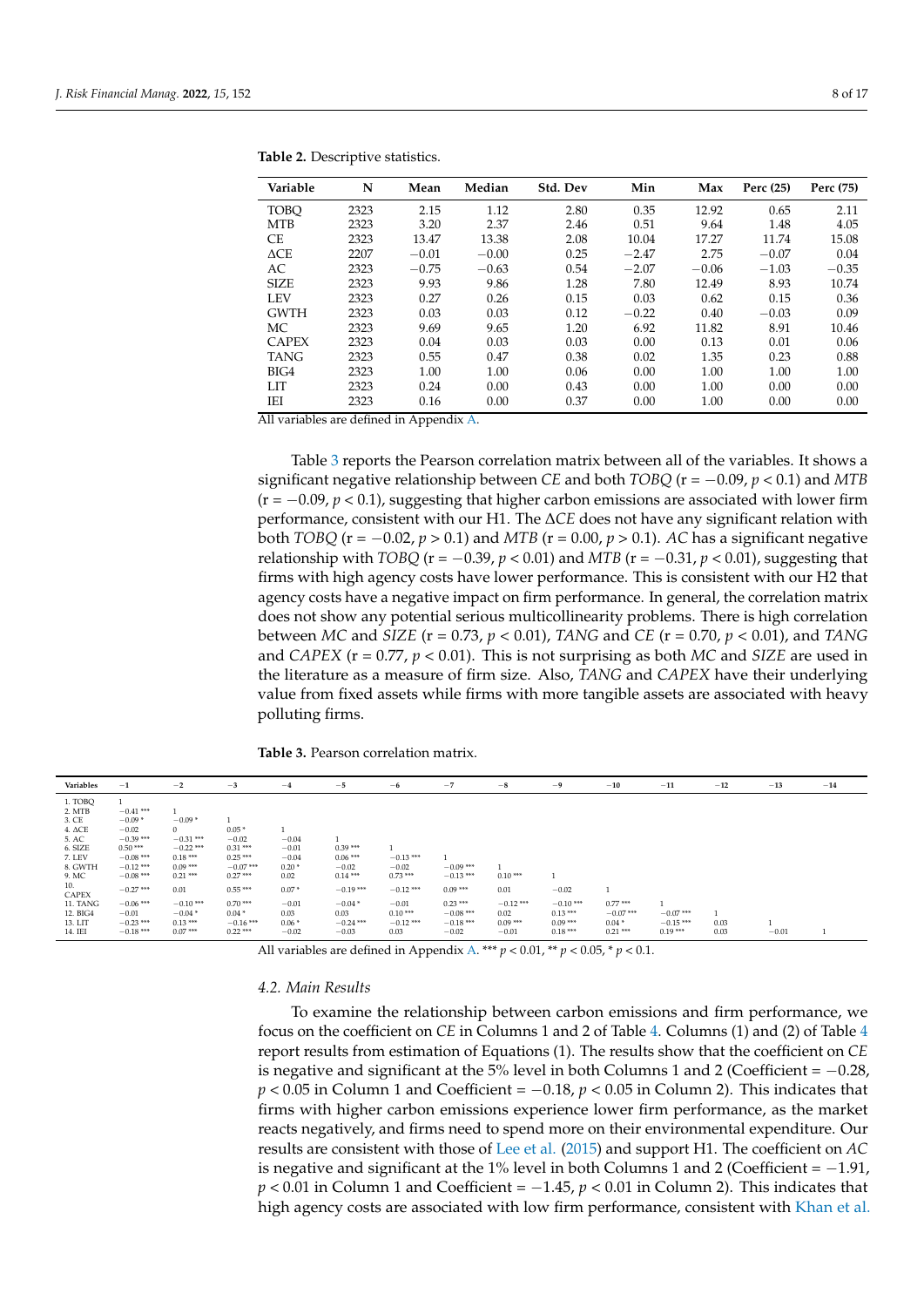**Table 2.** Descriptive statistics.

| Variable | N | Mean | Median | Std. Dev | Min | Max | Perc (25) | Perc (75) |
|---|---|---|---|---|---|---|---|---|
| TOBQ | 2323 | 2.15 | 1.12 | 2.80 | 0.35 | 12.92 | 0.65 | 2.11 |
| MTB | 2323 | 3.20 | 2.37 | 2.46 | 0.51 | 9.64 | 1.48 | 4.05 |
| CE | 2323 | 13.47 | 13.38 | 2.08 | 10.04 | 17.27 | 11.74 | 15.08 |
| ΔCE | 2207 | −0.01 | −0.00 | 0.25 | −2.47 | 2.75 | −0.07 | 0.04 |
| AC | 2323 | −0.75 | −0.63 | 0.54 | −2.07 | −0.06 | −1.03 | −0.35 |
| SIZE | 2323 | 9.93 | 9.86 | 1.28 | 7.80 | 12.49 | 8.93 | 10.74 |
| LEV | 2323 | 0.27 | 0.26 | 0.15 | 0.03 | 0.62 | 0.15 | 0.36 |
| GWTH | 2323 | 0.03 | 0.03 | 0.12 | −0.22 | 0.40 | −0.03 | 0.09 |
| MC | 2323 | 9.69 | 9.65 | 1.20 | 6.92 | 11.82 | 8.91 | 10.46 |
| CAPEX | 2323 | 0.04 | 0.03 | 0.03 | 0.00 | 0.13 | 0.01 | 0.06 |
| TANG | 2323 | 0.55 | 0.47 | 0.38 | 0.02 | 1.35 | 0.23 | 0.88 |
| BIG4 | 2323 | 1.00 | 1.00 | 0.06 | 0.00 | 1.00 | 1.00 | 1.00 |
| LIT | 2323 | 0.24 | 0.00 | 0.43 | 0.00 | 1.00 | 0.00 | 0.00 |
| IEI | 2323 | 0.16 | 0.00 | 0.37 | 0.00 | 1.00 | 0.00 | 0.00 |

All variables are defined in Appendix A.

Table 3 reports the Pearson correlation matrix between all of the variables. It shows a significant negative relationship between *CE* and both *TOBQ* (r = −0.09, $p < 0.1$) and *MTB* (r = −0.09, $p < 0.1$), suggesting that higher carbon emissions are associated with lower firm performance, consistent with our H1. The Δ*CE* does not have any significant relation with both *TOBQ* (r = −0.02, $p > 0.1$) and *MTB* (r = 0.00, $p > 0.1$). *AC* has a significant negative relationship with *TOBQ* (r = −0.39, $p < 0.01$) and *MTB* (r = −0.31, $p < 0.01$), suggesting that firms with high agency costs have lower performance. This is consistent with our H2 that agency costs have a negative impact on firm performance. In general, the correlation matrix does not show any potential serious multicollinearity problems. There is high correlation between *MC* and *SIZE* (r = 0.73, $p < 0.01$), *TANG* and *CE* (r = 0.70, $p < 0.01$), and *TANG* and *CAPEX* (r = 0.77, $p < 0.01$). This is not surprising as both *MC* and *SIZE* are used in the literature as a measure of firm size. Also, *TANG* and *CAPEX* have their underlying value from fixed assets while firms with more tangible assets are associated with heavy polluting firms.

**Table 3.** Pearson correlation matrix.

| Variables | −1 | −2 | −3 | −4 | −5 | −6 | −7 | −8 | −9 | −10 | −11 | −12 | −13 | −14 |
|---|---|---|---|---|---|---|---|---|---|---|---|---|---|---|
| 1. TOBQ | 1 | | | | | | | | | | | | | |
| 2. MTB | −0.41 *** | 1 | | | | | | | | | | | | |
| 3. CE | −0.09 * | −0.09 * | 1 | | | | | | | | | | | |
| 4. ΔCE | −0.02 | 0 | 0.05 * | 1 | | | | | | | | | | |
| 5. AC | −0.39 *** | −0.31 *** | −0.02 | −0.04 | 1 | | | | | | | | | |
| 6. SIZE | 0.50 *** | −0.22 *** | 0.31 *** | −0.01 | 0.39 *** | 1 | | | | | | | | |
| 7. LEV | −0.08 *** | 0.18 *** | 0.25 *** | −0.04 | 0.06 *** | −0.13 *** | 1 | | | | | | | |
| 8. GWTH | −0.12 *** | 0.09 *** | −0.07 *** | 0.20 * | −0.02 | −0.02 | −0.09 *** | 1 | | | | | | |
| 9. MC | −0.08 *** | 0.21 *** | 0.27 *** | 0.02 | 0.14 *** | 0.73 *** | −0.13 *** | 0.10 *** | 1 | | | | | |
| 10. CAPEX | −0.27 *** | 0.01 | 0.55 *** | 0.07 * | −0.19 *** | −0.12 *** | 0.09 *** | 0.01 | −0.02 | 1 | | | | |
| 11. TANG | −0.06 *** | −0.10 *** | 0.70 *** | −0.01 | −0.04 * | −0.01 | 0.23 *** | −0.12 *** | −0.10 *** | 0.77 *** | 1 | | | |
| 12. BIG4 | −0.01 | −0.04 * | 0.04 * | 0.03 | 0.03 | 0.10 *** | −0.08 *** | 0.02 | 0.13 *** | −0.07 *** | −0.07 *** | 1 | | |
| 13. LIT | −0.23 *** | 0.13 *** | −0.16 *** | 0.06 * | −0.24 *** | −0.12 *** | −0.18 *** | 0.09 *** | 0.09 *** | 0.04 * | −0.15 *** | 0.03 | 1 | |
| 14. IEI | −0.18 *** | 0.07 *** | 0.22 *** | −0.02 | −0.03 | 0.03 | −0.02 | −0.01 | 0.18 *** | 0.21 *** | 0.19 *** | 0.03 | −0.01 | 1 |

All variables are defined in Appendix A. *** $p < 0.01$, ** $p < 0.05$, * $p < 0.1$.

### 4.2. Main Results

To examine the relationship between carbon emissions and firm performance, we focus on the coefficient on *CE* in Columns 1 and 2 of Table 4. Columns (1) and (2) of Table 4 report results from estimation of Equations (1). The results show that the coefficient on *CE* is negative and significant at the 5% level in both Columns 1 and 2 (Coefficient = −0.28, $p < 0.05$ in Column 1 and Coefficient = −0.18, $p < 0.05$ in Column 2). This indicates that firms with higher carbon emissions experience lower firm performance, as the market reacts negatively, and firms need to spend more on their environmental expenditure. Our results are consistent with those of Lee et al. (2015) and support H1. The coefficient on *AC* is negative and significant at the 1% level in both Columns 1 and 2 (Coefficient = −1.91, $p < 0.01$ in Column 1 and Coefficient = −1.45, $p < 0.01$ in Column 2). This indicates that high agency costs are associated with low firm performance, consistent with Khan et al.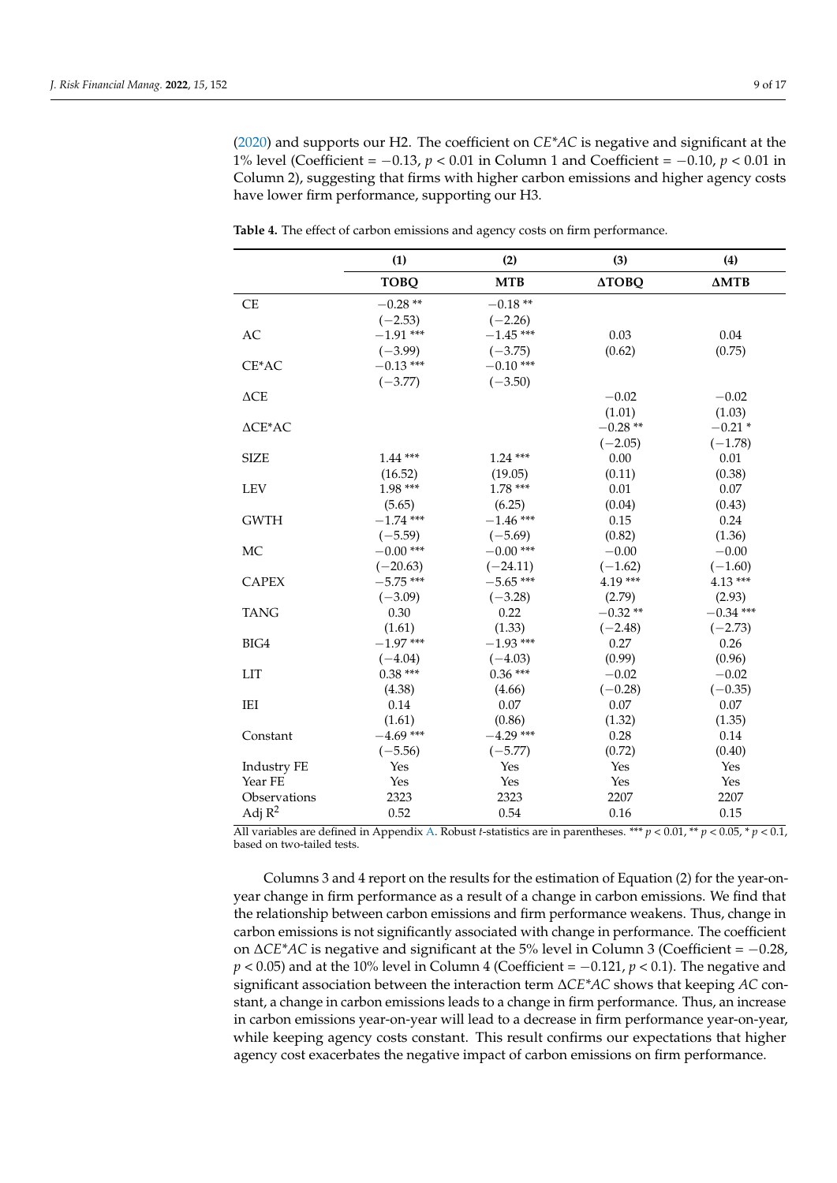(2020) and supports our H2. The coefficient on *CE*AC* is negative and significant at the 1% level (Coefficient = −0.13, $p < 0.01$ in Column 1 and Coefficient = −0.10, $p < 0.01$ in Column 2), suggesting that firms with higher carbon emissions and higher agency costs have lower firm performance, supporting our H3.

**Table 4.** The effect of carbon emissions and agency costs on firm performance.

| | (1) | (2) | (3) | (4) |
|---|---|---|---|---|
| | **TOBQ** | **MTB** | **ΔTOBQ** | **ΔMTB** |
| CE | −0.28 ** | −0.18 ** | | |
| | (−2.53) | (−2.26) | | |
| AC | −1.91 *** | −1.45 *** | 0.03 | 0.04 |
| | (−3.99) | (−3.75) | (0.62) | (0.75) |
| CE*AC | −0.13 *** | −0.10 *** | | |
| | (−3.77) | (−3.50) | | |
| ΔCE | | | −0.02 | −0.02 |
| | | | (1.01) | (1.03) |
| ΔCE*AC | | | −0.28 ** | −0.21 * |
| | | | (−2.05) | (−1.78) |
| SIZE | 1.44 *** | 1.24 *** | 0.00 | 0.01 |
| | (16.52) | (19.05) | (0.11) | (0.38) |
| LEV | 1.98 *** | 1.78 *** | 0.01 | 0.07 |
| | (5.65) | (6.25) | (0.04) | (0.43) |
| GWTH | −1.74 *** | −1.46 *** | 0.15 | 0.24 |
| | (−5.59) | (−5.69) | (0.82) | (1.36) |
| MC | −0.00 *** | −0.00 *** | −0.00 | −0.00 |
| | (−20.63) | (−24.11) | (−1.62) | (−1.60) |
| CAPEX | −5.75 *** | −5.65 *** | 4.19 *** | 4.13 *** |
| | (−3.09) | (−3.28) | (2.79) | (2.93) |
| TANG | 0.30 | 0.22 | −0.32 ** | −0.34 *** |
| | (1.61) | (1.33) | (−2.48) | (−2.73) |
| BIG4 | −1.97 *** | −1.93 *** | 0.27 | 0.26 |
| | (−4.04) | (−4.03) | (0.99) | (0.96) |
| LIT | 0.38 *** | 0.36 *** | −0.02 | −0.02 |
| | (4.38) | (4.66) | (−0.28) | (−0.35) |
| IEI | 0.14 | 0.07 | 0.07 | 0.07 |
| | (1.61) | (0.86) | (1.32) | (1.35) |
| Constant | −4.69 *** | −4.29 *** | 0.28 | 0.14 |
| | (−5.56) | (−5.77) | (0.72) | (0.40) |
| Industry FE | Yes | Yes | Yes | Yes |
| Year FE | Yes | Yes | Yes | Yes |
| Observations | 2323 | 2323 | 2207 | 2207 |
| Adj $R^2$ | 0.52 | 0.54 | 0.16 | 0.15 |

All variables are defined in Appendix A. Robust *t*-statistics are in parentheses. *** $p < 0.01$, ** $p < 0.05$, * $p < 0.1$, based on two-tailed tests.

Columns 3 and 4 report on the results for the estimation of Equation (2) for the year-on-year change in firm performance as a result of a change in carbon emissions. We find that the relationship between carbon emissions and firm performance weakens. Thus, change in carbon emissions is not significantly associated with change in performance. The coefficient on Δ*CE*AC* is negative and significant at the 5% level in Column 3 (Coefficient = −0.28, $p < 0.05$) and at the 10% level in Column 4 (Coefficient = −0.121, $p < 0.1$). The negative and significant association between the interaction term Δ*CE*AC* shows that keeping *AC* constant, a change in carbon emissions leads to a change in firm performance. Thus, an increase in carbon emissions year-on-year will lead to a decrease in firm performance year-on-year, while keeping agency costs constant. This result confirms our expectations that higher agency cost exacerbates the negative impact of carbon emissions on firm performance.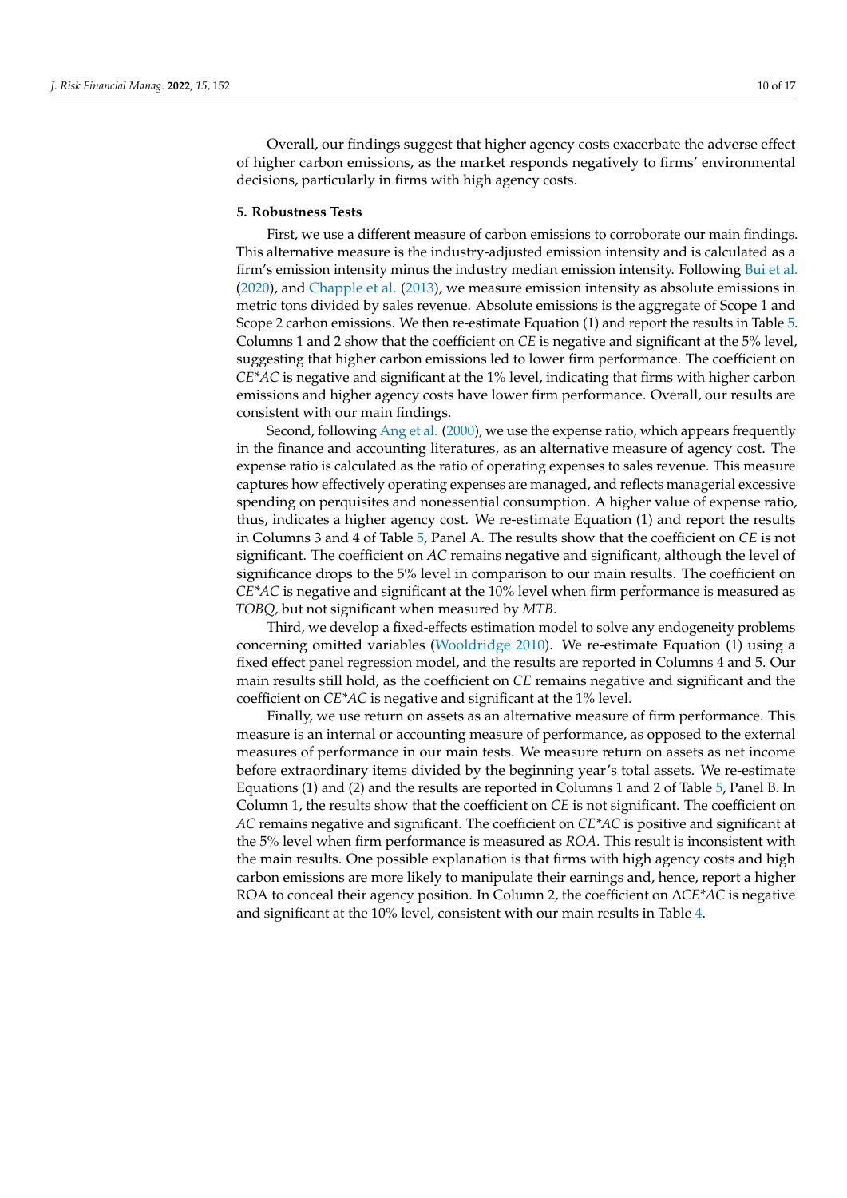Overall, our findings suggest that higher agency costs exacerbate the adverse effect of higher carbon emissions, as the market responds negatively to firms' environmental decisions, particularly in firms with high agency costs.

## 5. Robustness Tests

First, we use a different measure of carbon emissions to corroborate our main findings. This alternative measure is the industry-adjusted emission intensity and is calculated as a firm's emission intensity minus the industry median emission intensity. Following Bui et al. (2020), and Chapple et al. (2013), we measure emission intensity as absolute emissions in metric tons divided by sales revenue. Absolute emissions is the aggregate of Scope 1 and Scope 2 carbon emissions. We then re-estimate Equation (1) and report the results in Table 5. Columns 1 and 2 show that the coefficient on *CE* is negative and significant at the 5% level, suggesting that higher carbon emissions led to lower firm performance. The coefficient on *CE\*AC* is negative and significant at the 1% level, indicating that firms with higher carbon emissions and higher agency costs have lower firm performance. Overall, our results are consistent with our main findings.

Second, following Ang et al. (2000), we use the expense ratio, which appears frequently in the finance and accounting literatures, as an alternative measure of agency cost. The expense ratio is calculated as the ratio of operating expenses to sales revenue. This measure captures how effectively operating expenses are managed, and reflects managerial excessive spending on perquisites and nonessential consumption. A higher value of expense ratio, thus, indicates a higher agency cost. We re-estimate Equation (1) and report the results in Columns 3 and 4 of Table 5, Panel A. The results show that the coefficient on *CE* is not significant. The coefficient on *AC* remains negative and significant, although the level of significance drops to the 5% level in comparison to our main results. The coefficient on *CE\*AC* is negative and significant at the 10% level when firm performance is measured as *TOBQ,* but not significant when measured by *MTB*.

Third, we develop a fixed-effects estimation model to solve any endogeneity problems concerning omitted variables (Wooldridge 2010). We re-estimate Equation (1) using a fixed effect panel regression model, and the results are reported in Columns 4 and 5. Our main results still hold, as the coefficient on *CE* remains negative and significant and the coefficient on *CE\*AC* is negative and significant at the 1% level.

Finally, we use return on assets as an alternative measure of firm performance. This measure is an internal or accounting measure of performance, as opposed to the external measures of performance in our main tests. We measure return on assets as net income before extraordinary items divided by the beginning year's total assets. We re-estimate Equations (1) and (2) and the results are reported in Columns 1 and 2 of Table 5, Panel B. In Column 1, the results show that the coefficient on *CE* is not significant. The coefficient on *AC* remains negative and significant. The coefficient on *CE\*AC* is positive and significant at the 5% level when firm performance is measured as *ROA*. This result is inconsistent with the main results. One possible explanation is that firms with high agency costs and high carbon emissions are more likely to manipulate their earnings and, hence, report a higher ROA to conceal their agency position. In Column 2, the coefficient on $\Delta$*CE\*AC* is negative and significant at the 10% level, consistent with our main results in Table 4.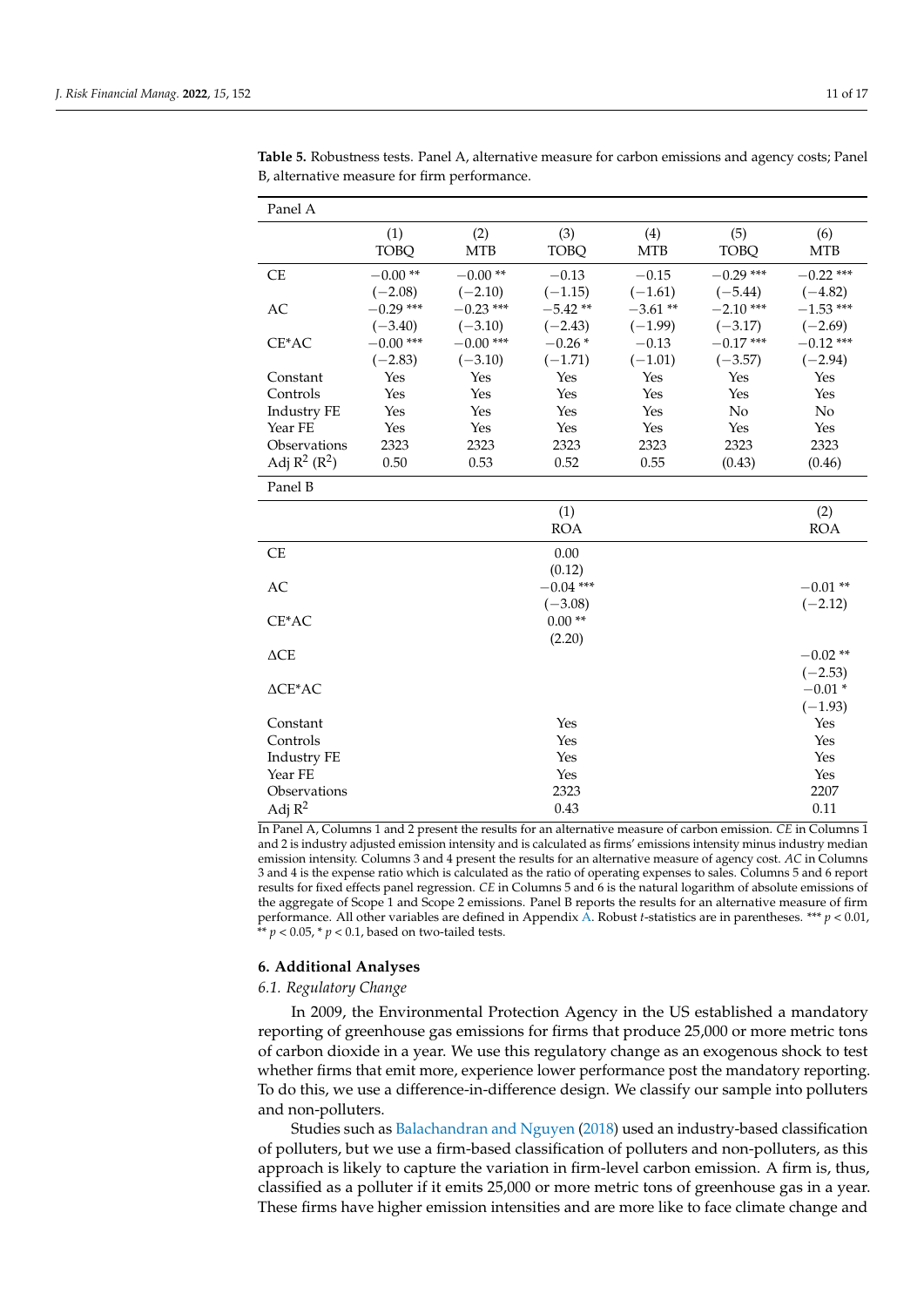**Table 5.** Robustness tests. Panel A, alternative measure for carbon emissions and agency costs; Panel B, alternative measure for firm performance.

| Panel A | | | | | | |
|---|---|---|---|---|---|---|
| | (1) TOBQ | (2) MTB | (3) TOBQ | (4) MTB | (5) TOBQ | (6) MTB |
| CE | −0.00 ** | −0.00 ** | −0.13 | −0.15 | −0.29 *** | −0.22 *** |
| | (−2.08) | (−2.10) | (−1.15) | (−1.61) | (−5.44) | (−4.82) |
| AC | −0.29 *** | −0.23 *** | −5.42 ** | −3.61 ** | −2.10 *** | −1.53 *** |
| | (−3.40) | (−3.10) | (−2.43) | (−1.99) | (−3.17) | (−2.69) |
| CE*AC | −0.00 *** | −0.00 *** | −0.26 * | −0.13 | −0.17 *** | −0.12 *** |
| | (−2.83) | (−3.10) | (−1.71) | (−1.01) | (−3.57) | (−2.94) |
| Constant | Yes | Yes | Yes | Yes | Yes | Yes |
| Controls | Yes | Yes | Yes | Yes | Yes | Yes |
| Industry FE | Yes | Yes | Yes | Yes | No | No |
| Year FE | Yes | Yes | Yes | Yes | Yes | Yes |
| Observations | 2323 | 2323 | 2323 | 2323 | 2323 | 2323 |
| Adj $R^2$ ($R^2$) | 0.50 | 0.53 | 0.52 | 0.55 | (0.43) | (0.46) |

| Panel B | | |
|---|---|---|
| | (1) ROA | (2) ROA |
| CE | 0.00 | |
| | (0.12) | |
| AC | −0.04 *** | −0.01 ** |
| | (−3.08) | (−2.12) |
| CE*AC | 0.00 ** | |
| | (2.20) | |
| ΔCE | | −0.02 ** |
| | | (−2.53) |
| ΔCE*AC | | −0.01 * |
| | | (−1.93) |
| Constant | Yes | Yes |
| Controls | Yes | Yes |
| Industry FE | Yes | Yes |
| Year FE | Yes | Yes |
| Observations | 2323 | 2207 |
| Adj $R^2$ | 0.43 | 0.11 |

In Panel A, Columns 1 and 2 present the results for an alternative measure of carbon emission. *CE* in Columns 1 and 2 is industry adjusted emission intensity and is calculated as firms' emissions intensity minus industry median emission intensity. Columns 3 and 4 present the results for an alternative measure of agency cost. *AC* in Columns 3 and 4 is the expense ratio which is calculated as the ratio of operating expenses to sales. Columns 5 and 6 report results for fixed effects panel regression. *CE* in Columns 5 and 6 is the natural logarithm of absolute emissions of the aggregate of Scope 1 and Scope 2 emissions. Panel B reports the results for an alternative measure of firm performance. All other variables are defined in Appendix A. Robust *t*-statistics are in parentheses. *** $p < 0.01$, ** $p < 0.05$, * $p < 0.1$, based on two-tailed tests.

## 6. Additional Analyses

### 6.1. Regulatory Change

In 2009, the Environmental Protection Agency in the US established a mandatory reporting of greenhouse gas emissions for firms that produce 25,000 or more metric tons of carbon dioxide in a year. We use this regulatory change as an exogenous shock to test whether firms that emit more, experience lower performance post the mandatory reporting. To do this, we use a difference-in-difference design. We classify our sample into polluters and non-polluters.

Studies such as Balachandran and Nguyen (2018) used an industry-based classification of polluters, but we use a firm-based classification of polluters and non-polluters, as this approach is likely to capture the variation in firm-level carbon emission. A firm is, thus, classified as a polluter if it emits 25,000 or more metric tons of greenhouse gas in a year. These firms have higher emission intensities and are more like to face climate change and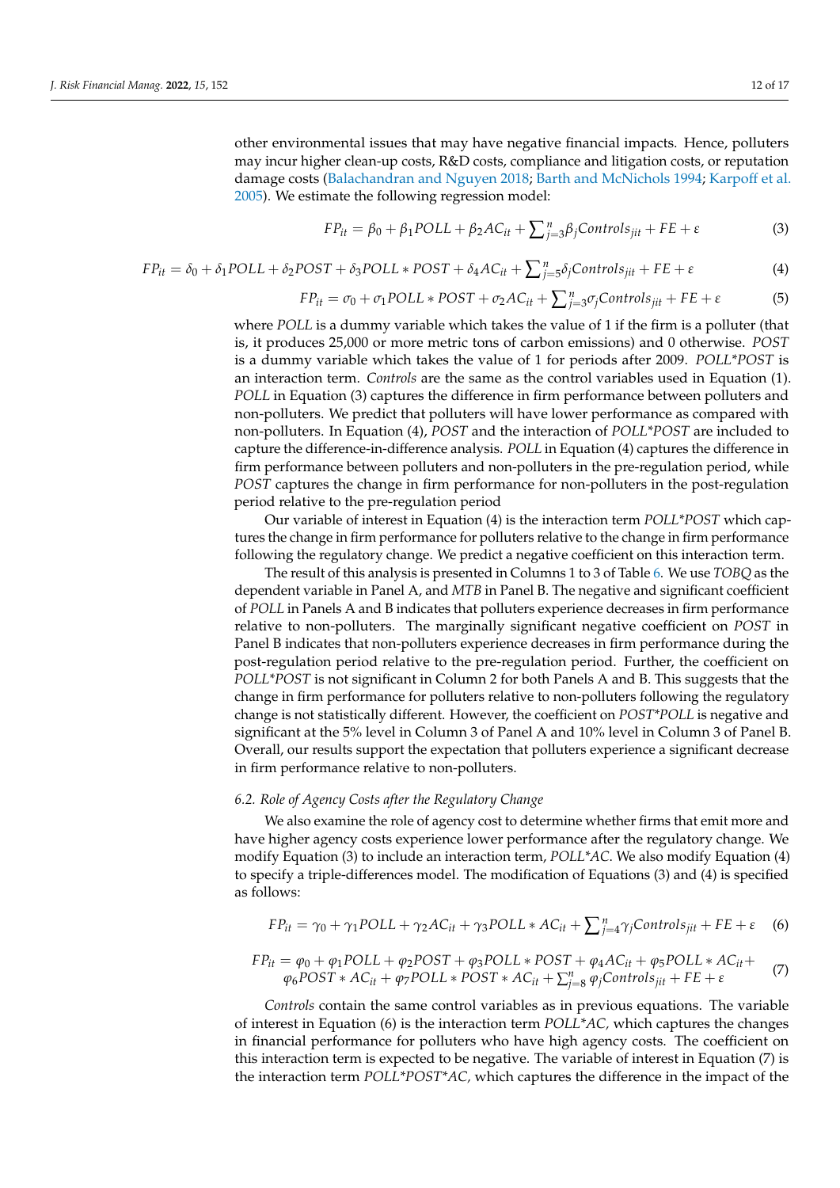other environmental issues that may have negative financial impacts. Hence, polluters may incur higher clean-up costs, R&D costs, compliance and litigation costs, or reputation damage costs (Balachandran and Nguyen 2018; Barth and McNichols 1994; Karpoff et al. 2005). We estimate the following regression model:

$$FP_{it} = \beta_0 + \beta_1 POLL + \beta_2 AC_{it} + \sum\nolimits_{j=3}^{n} \beta_j Controls_{jit} + FE + \varepsilon \tag{3}$$

$$FP_{it} = \delta_0 + \delta_1 POLL + \delta_2 POST + \delta_3 POLL * POST + \delta_4 AC_{it} + \sum\nolimits_{j=5}^{n} \delta_j Controls_{jit} + FE + \varepsilon \tag{4}$$

$$FP_{it} = \sigma_0 + \sigma_1 POLL * POST + \sigma_2 AC_{it} + \sum\nolimits_{j=3}^{n} \sigma_j Controls_{jit} + FE + \varepsilon \tag{5}$$

where *POLL* is a dummy variable which takes the value of 1 if the firm is a polluter (that is, it produces 25,000 or more metric tons of carbon emissions) and 0 otherwise. *POST* is a dummy variable which takes the value of 1 for periods after 2009. *POLL*POST* is an interaction term. *Controls* are the same as the control variables used in Equation (1). *POLL* in Equation (3) captures the difference in firm performance between polluters and non-polluters. We predict that polluters will have lower performance as compared with non-polluters. In Equation (4), *POST* and the interaction of *POLL*POST* are included to capture the difference-in-difference analysis. *POLL* in Equation (4) captures the difference in firm performance between polluters and non-polluters in the pre-regulation period, while *POST* captures the change in firm performance for non-polluters in the post-regulation period relative to the pre-regulation period

Our variable of interest in Equation (4) is the interaction term *POLL*POST* which captures the change in firm performance for polluters relative to the change in firm performance following the regulatory change. We predict a negative coefficient on this interaction term.

The result of this analysis is presented in Columns 1 to 3 of Table 6. We use *TOBQ* as the dependent variable in Panel A, and *MTB* in Panel B. The negative and significant coefficient of *POLL* in Panels A and B indicates that polluters experience decreases in firm performance relative to non-polluters. The marginally significant negative coefficient on *POST* in Panel B indicates that non-polluters experience decreases in firm performance during the post-regulation period relative to the pre-regulation period. Further, the coefficient on *POLL*POST* is not significant in Column 2 for both Panels A and B. This suggests that the change in firm performance for polluters relative to non-polluters following the regulatory change is not statistically different. However, the coefficient on *POST*POLL* is negative and significant at the 5% level in Column 3 of Panel A and 10% level in Column 3 of Panel B. Overall, our results support the expectation that polluters experience a significant decrease in firm performance relative to non-polluters.

### 6.2. Role of Agency Costs after the Regulatory Change

We also examine the role of agency cost to determine whether firms that emit more and have higher agency costs experience lower performance after the regulatory change. We modify Equation (3) to include an interaction term, *POLL*AC*. We also modify Equation (4) to specify a triple-differences model. The modification of Equations (3) and (4) is specified as follows:

$$FP_{it} = \gamma_0 + \gamma_1 POLL + \gamma_2 AC_{it} + \gamma_3 POLL * AC_{it} + \sum\nolimits_{j=4}^{n} \gamma_j Controls_{jit} + FE + \varepsilon \tag{6}$$

$$\begin{aligned} FP_{it} = \varphi_0 + \varphi_1 POLL + \varphi_2 POST + \varphi_3 POLL * POST + \varphi_4 AC_{it} + \varphi_5 POLL * AC_{it} + \\ \varphi_6 POST * AC_{it} + \varphi_7 POLL * POST * AC_{it} + \sum\nolimits_{j=8}^{n} \varphi_j Controls_{jit} + FE + \varepsilon \end{aligned} \tag{7}$$

*Controls* contain the same control variables as in previous equations. The variable of interest in Equation (6) is the interaction term *POLL*AC*, which captures the changes in financial performance for polluters who have high agency costs. The coefficient on this interaction term is expected to be negative. The variable of interest in Equation (7) is the interaction term *POLL*POST*AC*, which captures the difference in the impact of the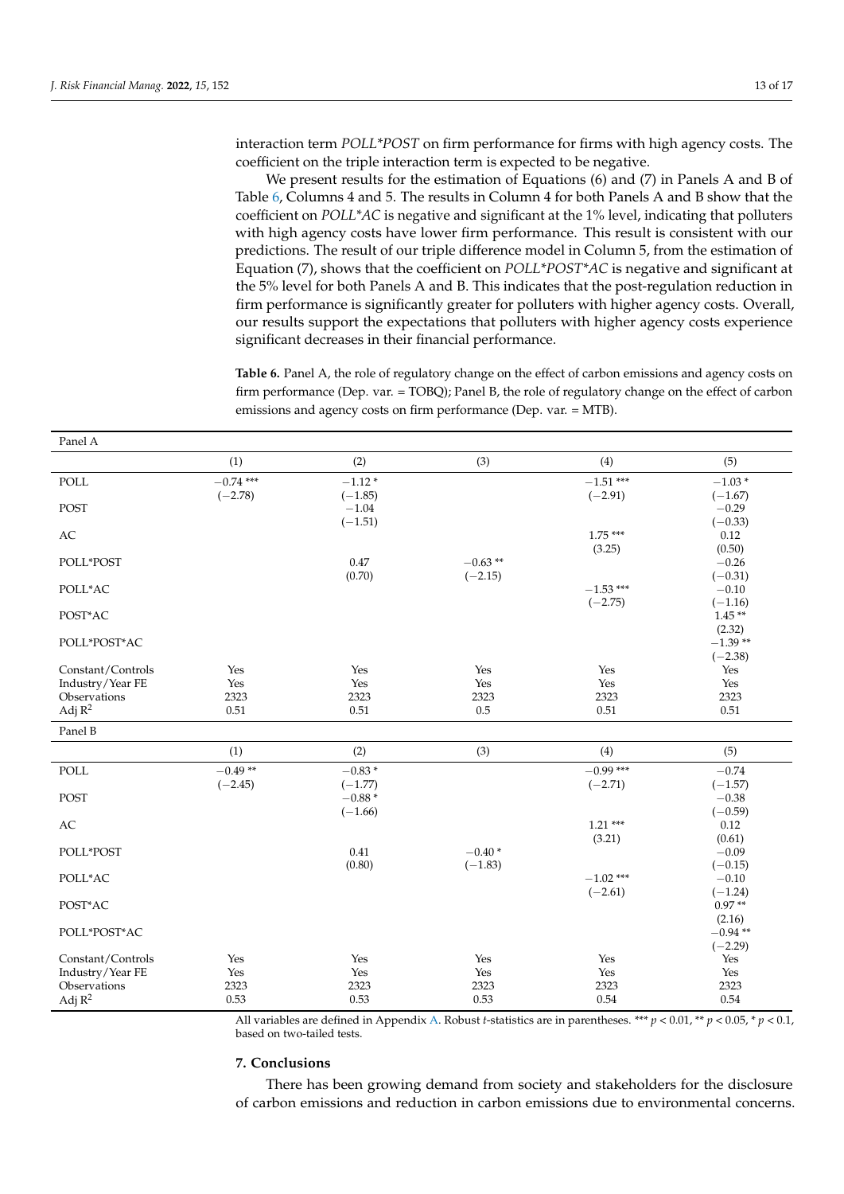interaction term *POLL*POST* on firm performance for firms with high agency costs. The coefficient on the triple interaction term is expected to be negative.

We present results for the estimation of Equations (6) and (7) in Panels A and B of Table 6, Columns 4 and 5. The results in Column 4 for both Panels A and B show that the coefficient on *POLL*AC* is negative and significant at the 1% level, indicating that polluters with high agency costs have lower firm performance. This result is consistent with our predictions. The result of our triple difference model in Column 5, from the estimation of Equation (7), shows that the coefficient on *POLL*POST*AC* is negative and significant at the 5% level for both Panels A and B. This indicates that the post-regulation reduction in firm performance is significantly greater for polluters with higher agency costs. Overall, our results support the expectations that polluters with higher agency costs experience significant decreases in their financial performance.

**Table 6.** Panel A, the role of regulatory change on the effect of carbon emissions and agency costs on firm performance (Dep. var. = TOBQ); Panel B, the role of regulatory change on the effect of carbon emissions and agency costs on firm performance (Dep. var. = MTB).

| Panel A | | | | | |
|---|---|---|---|---|---|
| | (1) | (2) | (3) | (4) | (5) |
| POLL | −0.74 *** | −1.12 * | | −1.51 *** | −1.03 * |
| | (−2.78) | (−1.85) | | (−2.91) | (−1.67) |
| POST | | −1.04 | | | −0.29 |
| | | (−1.51) | | | (−0.33) |
| AC | | | | 1.75 *** | 0.12 |
| | | | | (3.25) | (0.50) |
| POLL*POST | | 0.47 | −0.63 ** | | −0.26 |
| | | (0.70) | (−2.15) | | (−0.31) |
| POLL*AC | | | | −1.53 *** | −0.10 |
| | | | | (−2.75) | (−1.16) |
| POST*AC | | | | | 1.45 ** |
| | | | | | (2.32) |
| POLL*POST*AC | | | | | −1.39 ** |
| | | | | | (−2.38) |
| Constant/Controls | Yes | Yes | Yes | Yes | Yes |
| Industry/Year FE | Yes | Yes | Yes | Yes | Yes |
| Observations | 2323 | 2323 | 2323 | 2323 | 2323 |
| Adj $R^2$ | 0.51 | 0.51 | 0.5 | 0.51 | 0.51 |
| **Panel B** | | | | | |
| | (1) | (2) | (3) | (4) | (5) |
| POLL | −0.49 ** | −0.83 * | | −0.99 *** | −0.74 |
| | (−2.45) | (−1.77) | | (−2.71) | (−1.57) |
| POST | | −0.88 * | | | −0.38 |
| | | (−1.66) | | | (−0.59) |
| AC | | | | 1.21 *** | 0.12 |
| | | | | (3.21) | (0.61) |
| POLL*POST | | 0.41 | −0.40 * | | −0.09 |
| | | (0.80) | (−1.83) | | (−0.15) |
| POLL*AC | | | | −1.02 *** | −0.10 |
| | | | | (−2.61) | (−1.24) |
| POST*AC | | | | | 0.97 ** |
| | | | | | (2.16) |
| POLL*POST*AC | | | | | −0.94 ** |
| | | | | | (−2.29) |
| Constant/Controls | Yes | Yes | Yes | Yes | Yes |
| Industry/Year FE | Yes | Yes | Yes | Yes | Yes |
| Observations | 2323 | 2323 | 2323 | 2323 | 2323 |
| Adj $R^2$ | 0.53 | 0.53 | 0.53 | 0.54 | 0.54 |

All variables are defined in Appendix A. Robust *t*-statistics are in parentheses. *** $p < 0.01$, ** $p < 0.05$, * $p < 0.1$, based on two-tailed tests.

## 7. Conclusions

There has been growing demand from society and stakeholders for the disclosure of carbon emissions and reduction in carbon emissions due to environmental concerns.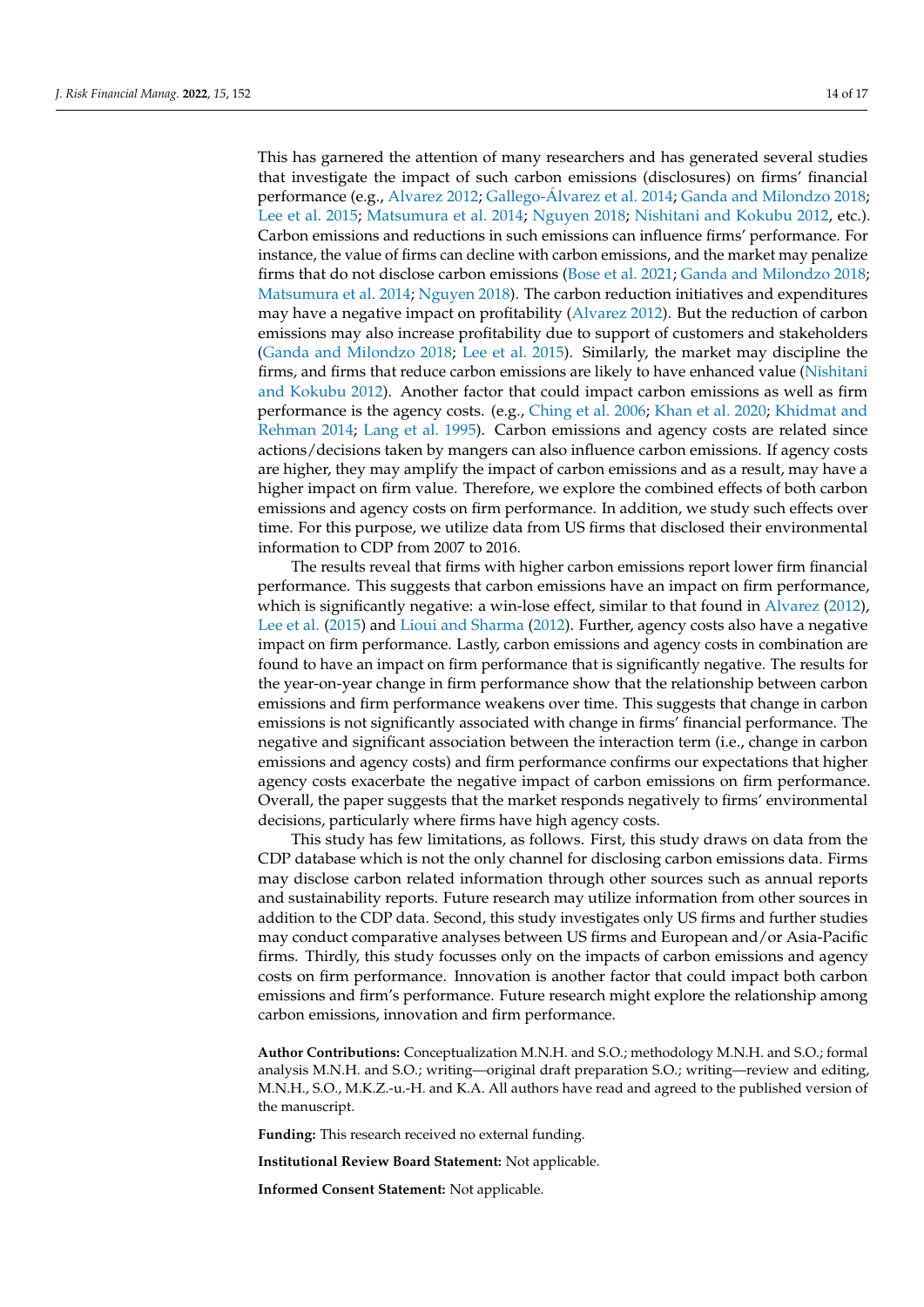This has garnered the attention of many researchers and has generated several studies that investigate the impact of such carbon emissions (disclosures) on firms' financial performance (e.g., Alvarez 2012; Gallego-Álvarez et al. 2014; Ganda and Milondzo 2018; Lee et al. 2015; Matsumura et al. 2014; Nguyen 2018; Nishitani and Kokubu 2012, etc.). Carbon emissions and reductions in such emissions can influence firms' performance. For instance, the value of firms can decline with carbon emissions, and the market may penalize firms that do not disclose carbon emissions (Bose et al. 2021; Ganda and Milondzo 2018; Matsumura et al. 2014; Nguyen 2018). The carbon reduction initiatives and expenditures may have a negative impact on profitability (Alvarez 2012). But the reduction of carbon emissions may also increase profitability due to support of customers and stakeholders (Ganda and Milondzo 2018; Lee et al. 2015). Similarly, the market may discipline the firms, and firms that reduce carbon emissions are likely to have enhanced value (Nishitani and Kokubu 2012). Another factor that could impact carbon emissions as well as firm performance is the agency costs. (e.g., Ching et al. 2006; Khan et al. 2020; Khidmat and Rehman 2014; Lang et al. 1995). Carbon emissions and agency costs are related since actions/decisions taken by mangers can also influence carbon emissions. If agency costs are higher, they may amplify the impact of carbon emissions and as a result, may have a higher impact on firm value. Therefore, we explore the combined effects of both carbon emissions and agency costs on firm performance. In addition, we study such effects over time. For this purpose, we utilize data from US firms that disclosed their environmental information to CDP from 2007 to 2016.

The results reveal that firms with higher carbon emissions report lower firm financial performance. This suggests that carbon emissions have an impact on firm performance, which is significantly negative: a win-lose effect, similar to that found in Alvarez (2012), Lee et al. (2015) and Lioui and Sharma (2012). Further, agency costs also have a negative impact on firm performance. Lastly, carbon emissions and agency costs in combination are found to have an impact on firm performance that is significantly negative. The results for the year-on-year change in firm performance show that the relationship between carbon emissions and firm performance weakens over time. This suggests that change in carbon emissions is not significantly associated with change in firms' financial performance. The negative and significant association between the interaction term (i.e., change in carbon emissions and agency costs) and firm performance confirms our expectations that higher agency costs exacerbate the negative impact of carbon emissions on firm performance. Overall, the paper suggests that the market responds negatively to firms' environmental decisions, particularly where firms have high agency costs.

This study has few limitations, as follows. First, this study draws on data from the CDP database which is not the only channel for disclosing carbon emissions data. Firms may disclose carbon related information through other sources such as annual reports and sustainability reports. Future research may utilize information from other sources in addition to the CDP data. Second, this study investigates only US firms and further studies may conduct comparative analyses between US firms and European and/or Asia-Pacific firms. Thirdly, this study focusses only on the impacts of carbon emissions and agency costs on firm performance. Innovation is another factor that could impact both carbon emissions and firm's performance. Future research might explore the relationship among carbon emissions, innovation and firm performance.

**Author Contributions:** Conceptualization M.N.H. and S.O.; methodology M.N.H. and S.O.; formal analysis M.N.H. and S.O.; writing—original draft preparation S.O.; writing—review and editing, M.N.H., S.O., M.K.Z.-u.-H. and K.A. All authors have read and agreed to the published version of the manuscript.

**Funding:** This research received no external funding.

**Institutional Review Board Statement:** Not applicable.

**Informed Consent Statement:** Not applicable.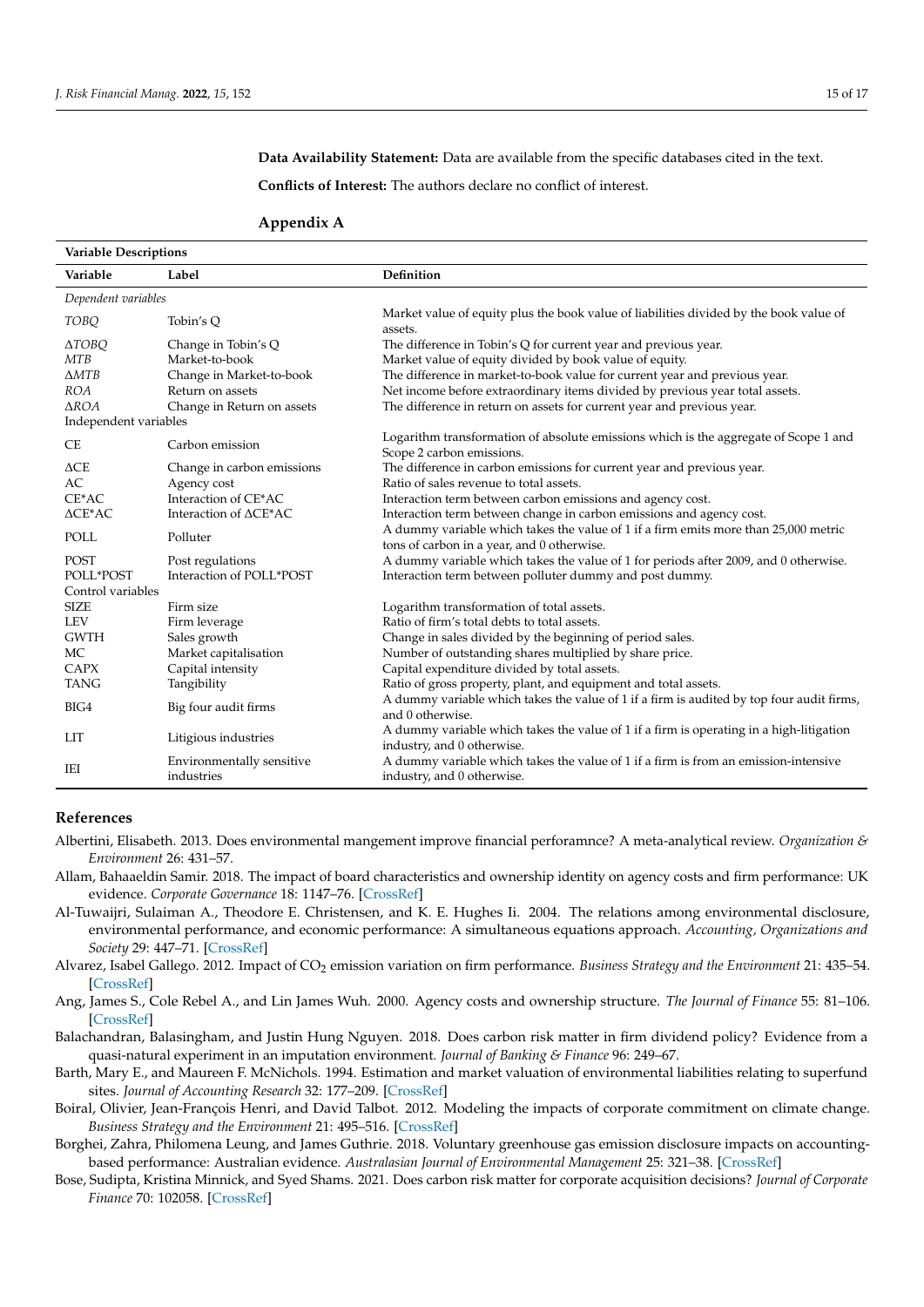**Data Availability Statement:** Data are available from the specific databases cited in the text.

**Conflicts of Interest:** The authors declare no conflict of interest.

## Appendix A

| **Variable Descriptions** | | |
|---|---|---|
| **Variable** | **Label** | **Definition** |
| *Dependent variables* | | |
| *TOBQ* | Tobin's Q | Market value of equity plus the book value of liabilities divided by the book value of assets. |
| *ΔTOBQ* | Change in Tobin's Q | The difference in Tobin's Q for current year and previous year. |
| *MTB* | Market-to-book | Market value of equity divided by book value of equity. |
| *ΔMTB* | Change in Market-to-book | The difference in market-to-book value for current year and previous year. |
| *ROA* | Return on assets | Net income before extraordinary items divided by previous year total assets. |
| *ΔROA* | Change in Return on assets | The difference in return on assets for current year and previous year. |
| Independent variables | | |
| CE | Carbon emission | Logarithm transformation of absolute emissions which is the aggregate of Scope 1 and Scope 2 carbon emissions. |
| ΔCE | Change in carbon emissions | The difference in carbon emissions for current year and previous year. |
| AC | Agency cost | Ratio of sales revenue to total assets. |
| CE*AC | Interaction of CE*AC | Interaction term between carbon emissions and agency cost. |
| ΔCE*AC | Interaction of ΔCE*AC | Interaction term between change in carbon emissions and agency cost. |
| POLL | Polluter | A dummy variable which takes the value of 1 if a firm emits more than 25,000 metric tons of carbon in a year, and 0 otherwise. |
| POST | Post regulations | A dummy variable which takes the value of 1 for periods after 2009, and 0 otherwise. |
| POLL*POST | Interaction of POLL*POST | Interaction term between polluter dummy and post dummy. |
| Control variables | | |
| SIZE | Firm size | Logarithm transformation of total assets. |
| LEV | Firm leverage | Ratio of firm's total debts to total assets. |
| GWTH | Sales growth | Change in sales divided by the beginning of period sales. |
| MC | Market capitalisation | Number of outstanding shares multiplied by share price. |
| CAPX | Capital intensity | Capital expenditure divided by total assets. |
| TANG | Tangibility | Ratio of gross property, plant, and equipment and total assets. |
| BIG4 | Big four audit firms | A dummy variable which takes the value of 1 if a firm is audited by top four audit firms, and 0 otherwise. |
| LIT | Litigious industries | A dummy variable which takes the value of 1 if a firm is operating in a high-litigation industry, and 0 otherwise. |
| IEI | Environmentally sensitive industries | A dummy variable which takes the value of 1 if a firm is from an emission-intensive industry, and 0 otherwise. |

## References

Albertini, Elisabeth. 2013. Does environmental mangement improve financial perforamnce? A meta-analytical review. *Organization & Environment* 26: 431–57.

Allam, Bahaaeldin Samir. 2018. The impact of board characteristics and ownership identity on agency costs and firm performance: UK evidence. *Corporate Governance* 18: 1147–76. [CrossRef]

Al-Tuwaijri, Sulaiman A., Theodore E. Christensen, and K. E. Hughes Ii. 2004. The relations among environmental disclosure, environmental performance, and economic performance: A simultaneous equations approach. *Accounting, Organizations and Society* 29: 447–71. [CrossRef]

Alvarez, Isabel Gallego. 2012. Impact of $CO_2$ emission variation on firm performance. *Business Strategy and the Environment* 21: 435–54. [CrossRef]

Ang, James S., Cole Rebel A., and Lin James Wuh. 2000. Agency costs and ownership structure. *The Journal of Finance* 55: 81–106. [CrossRef]

Balachandran, Balasingham, and Justin Hung Nguyen. 2018. Does carbon risk matter in firm dividend policy? Evidence from a quasi-natural experiment in an imputation environment. *Journal of Banking & Finance* 96: 249–67.

Barth, Mary E., and Maureen F. McNichols. 1994. Estimation and market valuation of environmental liabilities relating to superfund sites. *Journal of Accounting Research* 32: 177–209. [CrossRef]

Boiral, Olivier, Jean-François Henri, and David Talbot. 2012. Modeling the impacts of corporate commitment on climate change. *Business Strategy and the Environment* 21: 495–516. [CrossRef]

Borghei, Zahra, Philomena Leung, and James Guthrie. 2018. Voluntary greenhouse gas emission disclosure impacts on accounting-based performance: Australian evidence. *Australasian Journal of Environmental Management* 25: 321–38. [CrossRef]

Bose, Sudipta, Kristina Minnick, and Syed Shams. 2021. Does carbon risk matter for corporate acquisition decisions? *Journal of Corporate Finance* 70: 102058. [CrossRef]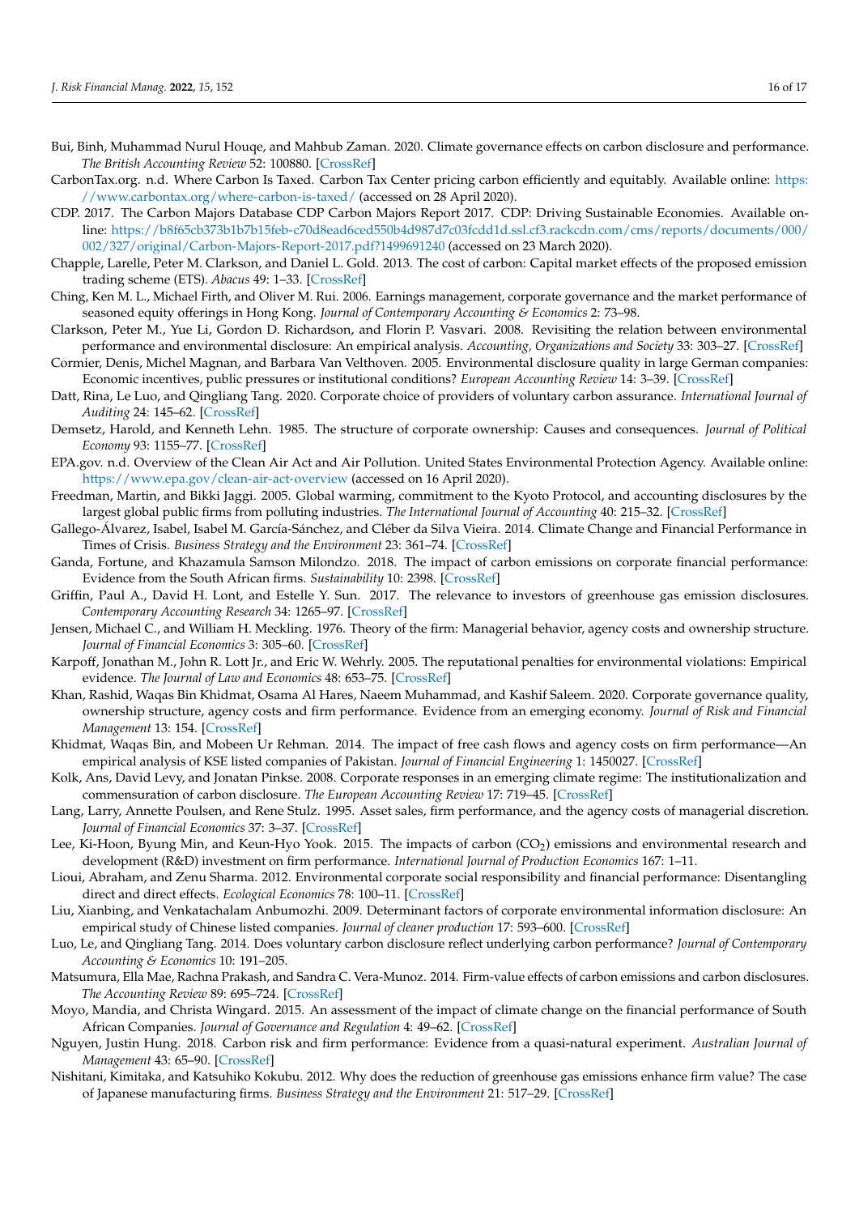Bui, Binh, Muhammad Nurul Houqe, and Mahbub Zaman. 2020. Climate governance effects on carbon disclosure and performance. *The British Accounting Review* 52: 100880. [CrossRef]

CarbonTax.org. n.d. Where Carbon Is Taxed. Carbon Tax Center pricing carbon efficiently and equitably. Available online: https://www.carbontax.org/where-carbon-is-taxed/ (accessed on 28 April 2020).

CDP. 2017. The Carbon Majors Database CDP Carbon Majors Report 2017. CDP: Driving Sustainable Economies. Available online: https://b8f65cb373b1b7b15feb-c70d8ead6ced550b4d987d7c03fcdd1d.ssl.cf3.rackcdn.com/cms/reports/documents/000/002/327/original/Carbon-Majors-Report-2017.pdf?1499691240 (accessed on 23 March 2020).

Chapple, Larelle, Peter M. Clarkson, and Daniel L. Gold. 2013. The cost of carbon: Capital market effects of the proposed emission trading scheme (ETS). *Abacus* 49: 1–33. [CrossRef]

Ching, Ken M. L., Michael Firth, and Oliver M. Rui. 2006. Earnings management, corporate governance and the market performance of seasoned equity offerings in Hong Kong. *Journal of Contemporary Accounting & Economics* 2: 73–98.

Clarkson, Peter M., Yue Li, Gordon D. Richardson, and Florin P. Vasvari. 2008. Revisiting the relation between environmental performance and environmental disclosure: An empirical analysis. *Accounting, Organizations and Society* 33: 303–27. [CrossRef]

Cormier, Denis, Michel Magnan, and Barbara Van Velthoven. 2005. Environmental disclosure quality in large German companies: Economic incentives, public pressures or institutional conditions? *European Accounting Review* 14: 3–39. [CrossRef]

Datt, Rina, Le Luo, and Qingliang Tang. 2020. Corporate choice of providers of voluntary carbon assurance. *International Journal of Auditing* 24: 145–62. [CrossRef]

Demsetz, Harold, and Kenneth Lehn. 1985. The structure of corporate ownership: Causes and consequences. *Journal of Political Economy* 93: 1155–77. [CrossRef]

EPA.gov. n.d. Overview of the Clean Air Act and Air Pollution. United States Environmental Protection Agency. Available online: https://www.epa.gov/clean-air-act-overview (accessed on 16 April 2020).

Freedman, Martin, and Bikki Jaggi. 2005. Global warming, commitment to the Kyoto Protocol, and accounting disclosures by the largest global public firms from polluting industries. *The International Journal of Accounting* 40: 215–32. [CrossRef]

Gallego-Álvarez, Isabel, Isabel M. García-Sánchez, and Cléber da Silva Vieira. 2014. Climate Change and Financial Performance in Times of Crisis. *Business Strategy and the Environment* 23: 361–74. [CrossRef]

Ganda, Fortune, and Khazamula Samson Milondzo. 2018. The impact of carbon emissions on corporate financial performance: Evidence from the South African firms. *Sustainability* 10: 2398. [CrossRef]

Griffin, Paul A., David H. Lont, and Estelle Y. Sun. 2017. The relevance to investors of greenhouse gas emission disclosures. *Contemporary Accounting Research* 34: 1265–97. [CrossRef]

Jensen, Michael C., and William H. Meckling. 1976. Theory of the firm: Managerial behavior, agency costs and ownership structure. *Journal of Financial Economics* 3: 305–60. [CrossRef]

Karpoff, Jonathan M., John R. Lott Jr., and Eric W. Wehrly. 2005. The reputational penalties for environmental violations: Empirical evidence. *The Journal of Law and Economics* 48: 653–75. [CrossRef]

Khan, Rashid, Waqas Bin Khidmat, Osama Al Hares, Naeem Muhammad, and Kashif Saleem. 2020. Corporate governance quality, ownership structure, agency costs and firm performance. Evidence from an emerging economy. *Journal of Risk and Financial Management* 13: 154. [CrossRef]

Khidmat, Waqas Bin, and Mobeen Ur Rehman. 2014. The impact of free cash flows and agency costs on firm performance—An empirical analysis of KSE listed companies of Pakistan. *Journal of Financial Engineering* 1: 1450027. [CrossRef]

Kolk, Ans, David Levy, and Jonatan Pinkse. 2008. Corporate responses in an emerging climate regime: The institutionalization and commensuration of carbon disclosure. *The European Accounting Review* 17: 719–45. [CrossRef]

Lang, Larry, Annette Poulsen, and Rene Stulz. 1995. Asset sales, firm performance, and the agency costs of managerial discretion. *Journal of Financial Economics* 37: 3–37. [CrossRef]

Lee, Ki-Hoon, Byung Min, and Keun-Hyo Yook. 2015. The impacts of carbon ($CO_2$) emissions and environmental research and development (R&D) investment on firm performance. *International Journal of Production Economics* 167: 1–11.

Lioui, Abraham, and Zenu Sharma. 2012. Environmental corporate social responsibility and financial performance: Disentangling direct and direct effects. *Ecological Economics* 78: 100–11. [CrossRef]

Liu, Xianbing, and Venkatachalam Anbumozhi. 2009. Determinant factors of corporate environmental information disclosure: An empirical study of Chinese listed companies. *Journal of cleaner production* 17: 593–600. [CrossRef]

Luo, Le, and Qingliang Tang. 2014. Does voluntary carbon disclosure reflect underlying carbon performance? *Journal of Contemporary Accounting & Economics* 10: 191–205.

Matsumura, Ella Mae, Rachna Prakash, and Sandra C. Vera-Munoz. 2014. Firm-value effects of carbon emissions and carbon disclosures. *The Accounting Review* 89: 695–724. [CrossRef]

Moyo, Mandia, and Christa Wingard. 2015. An assessment of the impact of climate change on the financial performance of South African Companies. *Journal of Governance and Regulation* 4: 49–62. [CrossRef]

Nguyen, Justin Hung. 2018. Carbon risk and firm performance: Evidence from a quasi-natural experiment. *Australian Journal of Management* 43: 65–90. [CrossRef]

Nishitani, Kimitaka, and Katsuhiko Kokubu. 2012. Why does the reduction of greenhouse gas emissions enhance firm value? The case of Japanese manufacturing firms. *Business Strategy and the Environment* 21: 517–29. [CrossRef]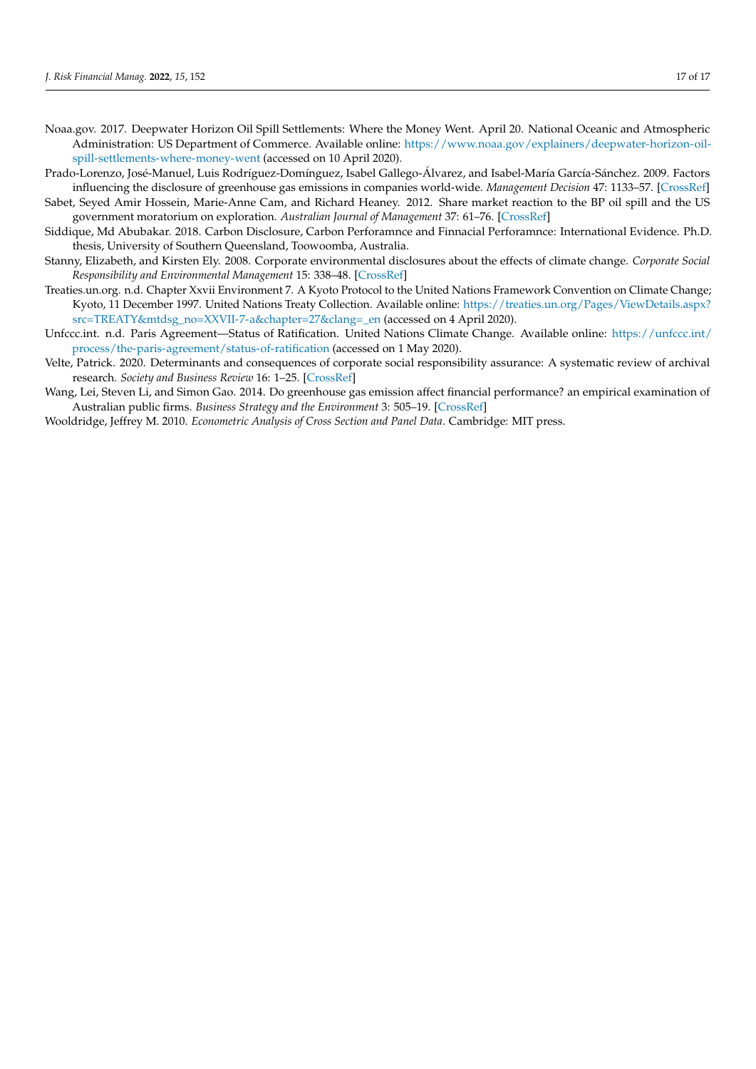Noaa.gov. 2017. Deepwater Horizon Oil Spill Settlements: Where the Money Went. April 20. National Oceanic and Atmospheric Administration: US Department of Commerce. Available online: https://www.noaa.gov/explainers/deepwater-horizon-oil-spill-settlements-where-money-went (accessed on 10 April 2020).

Prado-Lorenzo, José-Manuel, Luis Rodríguez-Domínguez, Isabel Gallego-Álvarez, and Isabel-María García-Sánchez. 2009. Factors influencing the disclosure of greenhouse gas emissions in companies world-wide. *Management Decision* 47: 1133–57. [CrossRef]

Sabet, Seyed Amir Hossein, Marie-Anne Cam, and Richard Heaney. 2012. Share market reaction to the BP oil spill and the US government moratorium on exploration. *Australian Journal of Management* 37: 61–76. [CrossRef]

Siddique, Md Abubakar. 2018. Carbon Disclosure, Carbon Perforamnce and Finnacial Perforamnce: International Evidence. Ph.D. thesis, University of Southern Queensland, Toowoomba, Australia.

Stanny, Elizabeth, and Kirsten Ely. 2008. Corporate environmental disclosures about the effects of climate change. *Corporate Social Responsibility and Environmental Management* 15: 338–48. [CrossRef]

Treaties.un.org. n.d. Chapter Xxvii Environment 7. A Kyoto Protocol to the United Nations Framework Convention on Climate Change; Kyoto, 11 December 1997. United Nations Treaty Collection. Available online: https://treaties.un.org/Pages/ViewDetails.aspx?src=TREATY&mtdsg_no=XXVII-7-a&chapter=27&clang=_en (accessed on 4 April 2020).

Unfccc.int. n.d. Paris Agreement—Status of Ratification. United Nations Climate Change. Available online: https://unfccc.int/process/the-paris-agreement/status-of-ratification (accessed on 1 May 2020).

Velte, Patrick. 2020. Determinants and consequences of corporate social responsibility assurance: A systematic review of archival research. *Society and Business Review* 16: 1–25. [CrossRef]

Wang, Lei, Steven Li, and Simon Gao. 2014. Do greenhouse gas emission affect financial performance? an empirical examination of Australian public firms. *Business Strategy and the Environment* 3: 505–19. [CrossRef]

Wooldridge, Jeffrey M. 2010. *Econometric Analysis of Cross Section and Panel Data*. Cambridge: MIT press.